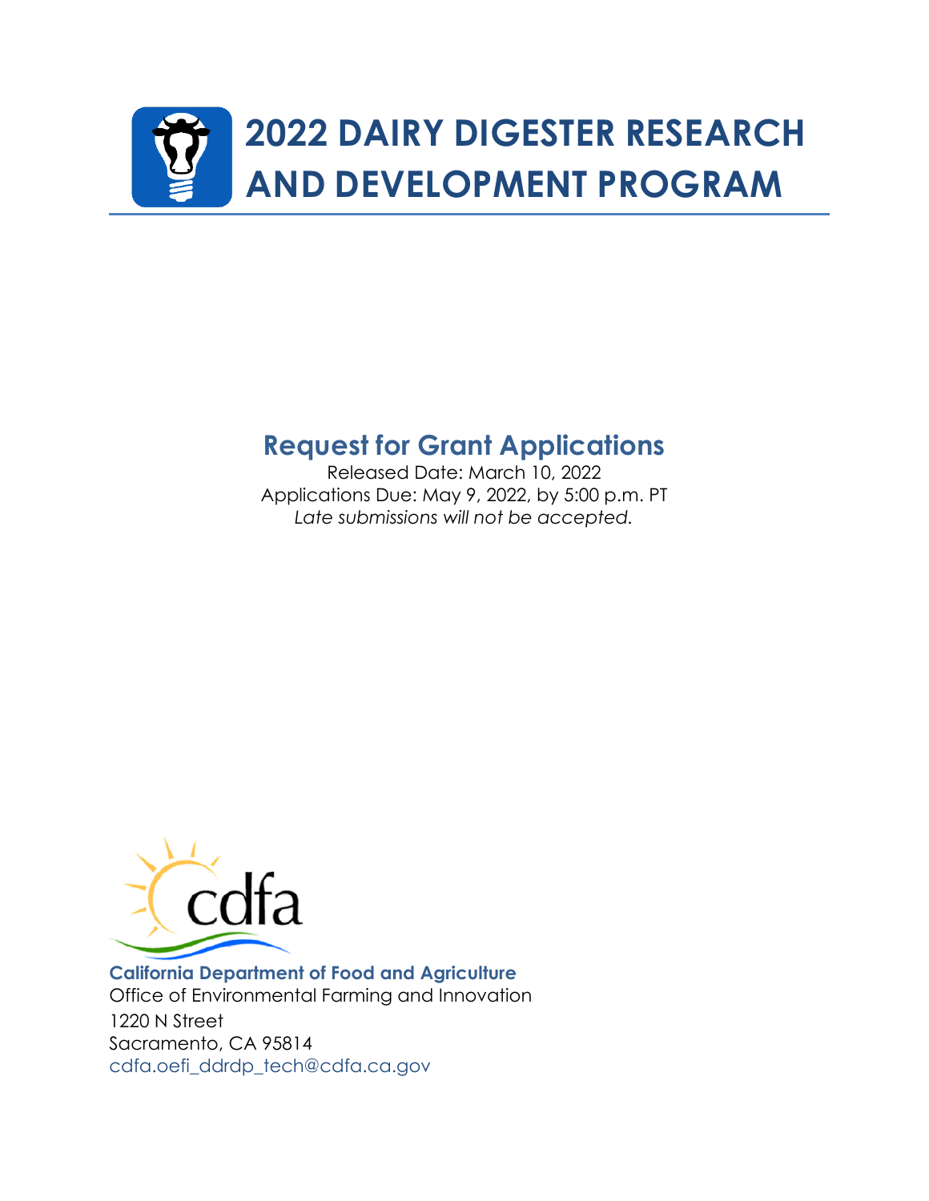# 2022 DAIRY DIGESTER RESEARCH AND DEVELOPMENT PROGRAM

## Request for Grant Applications

Released Date: March 10, 2022

Applications Due: May 9, 2022, by 5:00 p.m. PT

*Late submissions will not be accepted.*

**California Department of Food and Agriculture**

Office of Environmental Farming and Innovation

1220 N Street

Sacramento, CA 95814

cdfa.oefi_ddrdp_tech@cdfa.ca.gov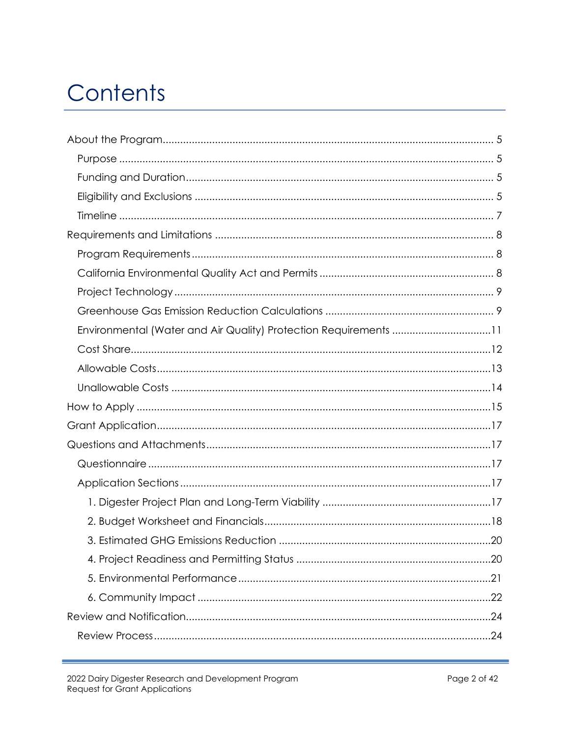# Contents

- About the Program ..... 5
  - Purpose ..... 5
  - Funding and Duration ..... 5
  - Eligibility and Exclusions ..... 5
  - Timeline ..... 7
- Requirements and Limitations ..... 8
  - Program Requirements ..... 8
  - California Environmental Quality Act and Permits ..... 8
  - Project Technology ..... 9
  - Greenhouse Gas Emission Reduction Calculations ..... 9
  - Environmental (Water and Air Quality) Protection Requirements ..... 11
  - Cost Share ..... 12
  - Allowable Costs ..... 13
  - Unallowable Costs ..... 14
- How to Apply ..... 15
- Grant Application ..... 17
- Questions and Attachments ..... 17
  - Questionnaire ..... 17
  - Application Sections ..... 17
    1. Digester Project Plan and Long-Term Viability ..... 17
    2. Budget Worksheet and Financials ..... 18
    3. Estimated GHG Emissions Reduction ..... 20
    4. Project Readiness and Permitting Status ..... 20
    5. Environmental Performance ..... 21
    6. Community Impact ..... 22
- Review and Notification ..... 24
  - Review Process ..... 24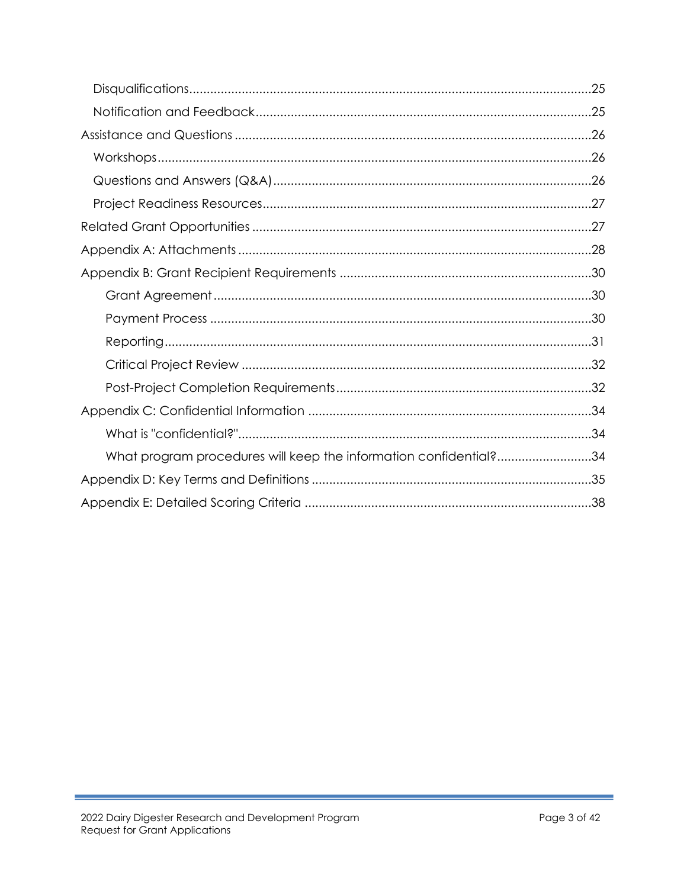- Disqualifications.....25
- Notification and Feedback.....25
- Assistance and Questions.....26
  - Workshops.....26
  - Questions and Answers (Q&A).....26
  - Project Readiness Resources.....27
- Related Grant Opportunities.....27
- Appendix A: Attachments.....28
- Appendix B: Grant Recipient Requirements.....30
  - Grant Agreement.....30
  - Payment Process.....30
  - Reporting.....31
  - Critical Project Review.....32
  - Post-Project Completion Requirements.....32
- Appendix C: Confidential Information.....34
  - What is "confidential?".....34
  - What program procedures will keep the information confidential?.....34
- Appendix D: Key Terms and Definitions.....35
- Appendix E: Detailed Scoring Criteria.....38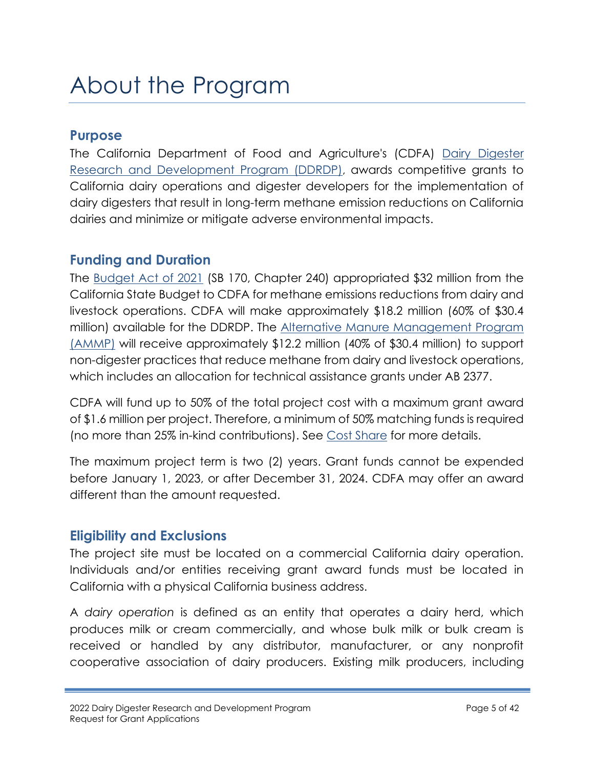# About the Program

## Purpose

The California Department of Food and Agriculture's (CDFA) [Dairy Digester Research and Development Program (DDRDP)](), awards competitive grants to California dairy operations and digester developers for the implementation of dairy digesters that result in long-term methane emission reductions on California dairies and minimize or mitigate adverse environmental impacts.

## Funding and Duration

The [Budget Act of 2021]() (SB 170, Chapter 240) appropriated $32 million from the California State Budget to CDFA for methane emissions reductions from dairy and livestock operations. CDFA will make approximately $18.2 million (60% of $30.4 million) available for the DDRDP. The [Alternative Manure Management Program (AMMP)]() will receive approximately $12.2 million (40% of $30.4 million) to support non-digester practices that reduce methane from dairy and livestock operations, which includes an allocation for technical assistance grants under AB 2377.

CDFA will fund up to 50% of the total project cost with a maximum grant award of $1.6 million per project. Therefore, a minimum of 50% matching funds is required (no more than 25% in-kind contributions). See [Cost Share]() for more details.

The maximum project term is two (2) years. Grant funds cannot be expended before January 1, 2023, or after December 31, 2024. CDFA may offer an award different than the amount requested.

## Eligibility and Exclusions

The project site must be located on a commercial California dairy operation. Individuals and/or entities receiving grant award funds must be located in California with a physical California business address.

A *dairy operation* is defined as an entity that operates a dairy herd, which produces milk or cream commercially, and whose bulk milk or bulk cream is received or handled by any distributor, manufacturer, or any nonprofit cooperative association of dairy producers. Existing milk producers, including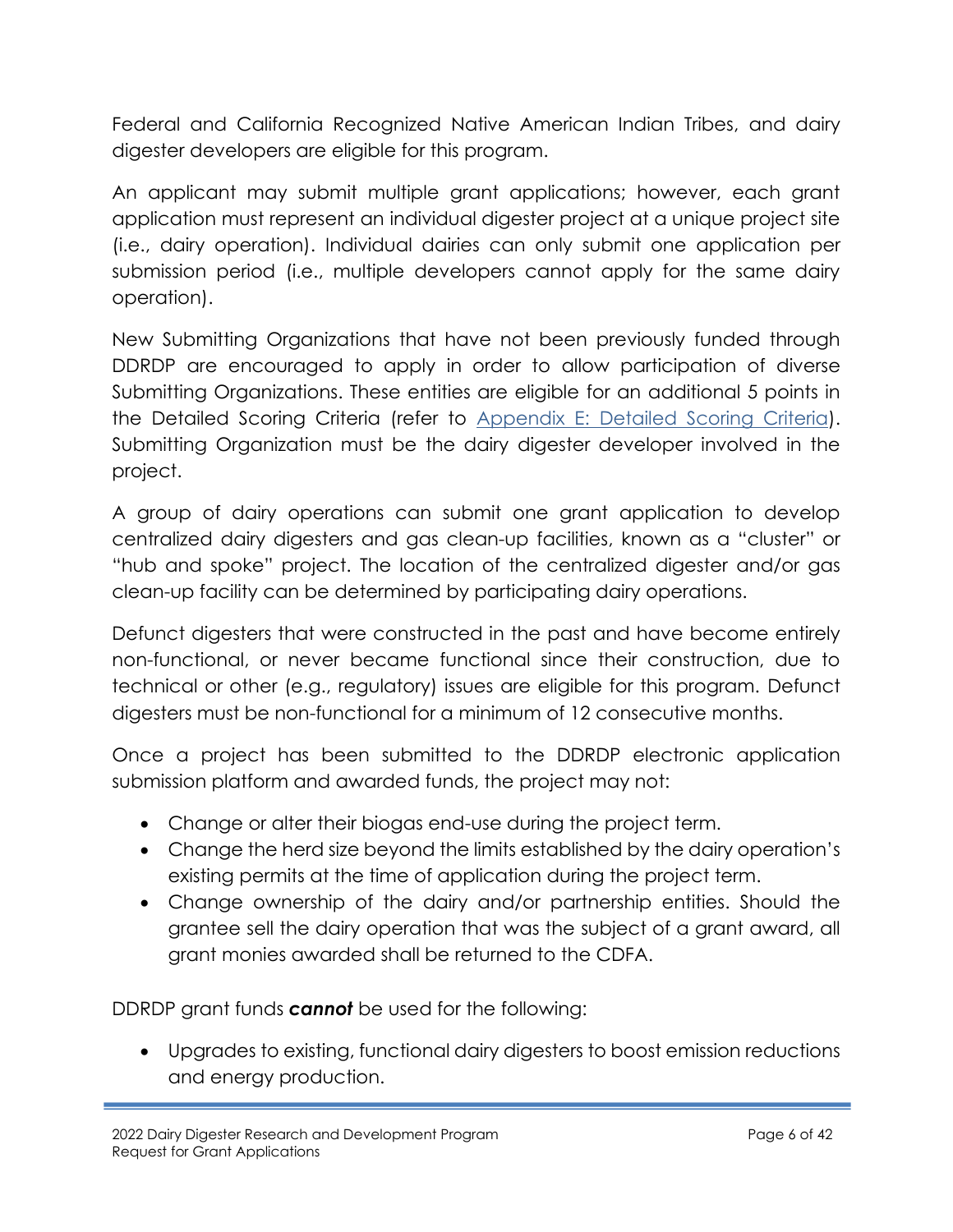Federal and California Recognized Native American Indian Tribes, and dairy digester developers are eligible for this program.

An applicant may submit multiple grant applications; however, each grant application must represent an individual digester project at a unique project site (i.e., dairy operation). Individual dairies can only submit one application per submission period (i.e., multiple developers cannot apply for the same dairy operation).

New Submitting Organizations that have not been previously funded through DDRDP are encouraged to apply in order to allow participation of diverse Submitting Organizations. These entities are eligible for an additional 5 points in the Detailed Scoring Criteria (refer to [Appendix E: Detailed Scoring Criteria]). Submitting Organization must be the dairy digester developer involved in the project.

A group of dairy operations can submit one grant application to develop centralized dairy digesters and gas clean-up facilities, known as a "cluster" or "hub and spoke" project. The location of the centralized digester and/or gas clean-up facility can be determined by participating dairy operations.

Defunct digesters that were constructed in the past and have become entirely non-functional, or never became functional since their construction, due to technical or other (e.g., regulatory) issues are eligible for this program. Defunct digesters must be non-functional for a minimum of 12 consecutive months.

Once a project has been submitted to the DDRDP electronic application submission platform and awarded funds, the project may not:

- Change or alter their biogas end-use during the project term.
- Change the herd size beyond the limits established by the dairy operation's existing permits at the time of application during the project term.
- Change ownership of the dairy and/or partnership entities. Should the grantee sell the dairy operation that was the subject of a grant award, all grant monies awarded shall be returned to the CDFA.

DDRDP grant funds ***cannot*** be used for the following:

- Upgrades to existing, functional dairy digesters to boost emission reductions and energy production.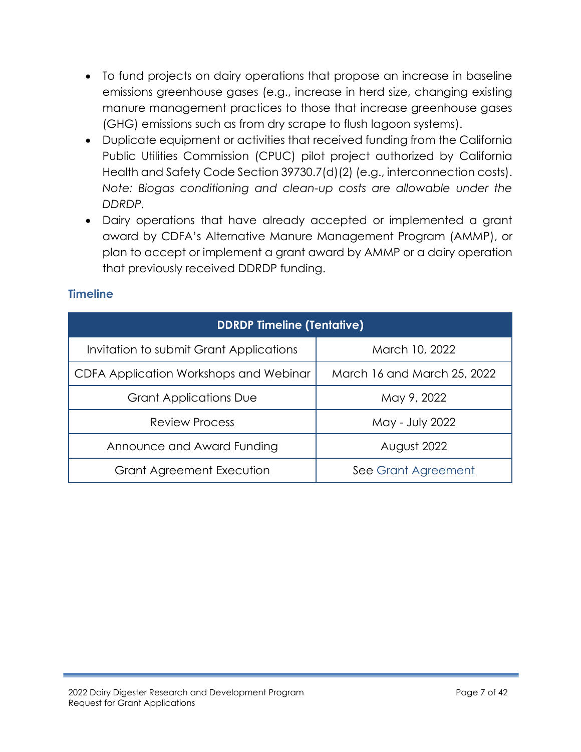- To fund projects on dairy operations that propose an increase in baseline emissions greenhouse gases (e.g., increase in herd size, changing existing manure management practices to those that increase greenhouse gases (GHG) emissions such as from dry scrape to flush lagoon systems).
- Duplicate equipment or activities that received funding from the California Public Utilities Commission (CPUC) pilot project authorized by California Health and Safety Code Section 39730.7(d)(2) (e.g., interconnection costs). *Note: Biogas conditioning and clean-up costs are allowable under the DDRDP.*
- Dairy operations that have already accepted or implemented a grant award by CDFA's Alternative Manure Management Program (AMMP), or plan to accept or implement a grant award by AMMP or a dairy operation that previously received DDRDP funding.

### Timeline

| DDRDP Timeline (Tentative) | |
|---|---|
| Invitation to submit Grant Applications | March 10, 2022 |
| CDFA Application Workshops and Webinar | March 16 and March 25, 2022 |
| Grant Applications Due | May 9, 2022 |
| Review Process | May - July 2022 |
| Announce and Award Funding | August 2022 |
| Grant Agreement Execution | See Grant Agreement |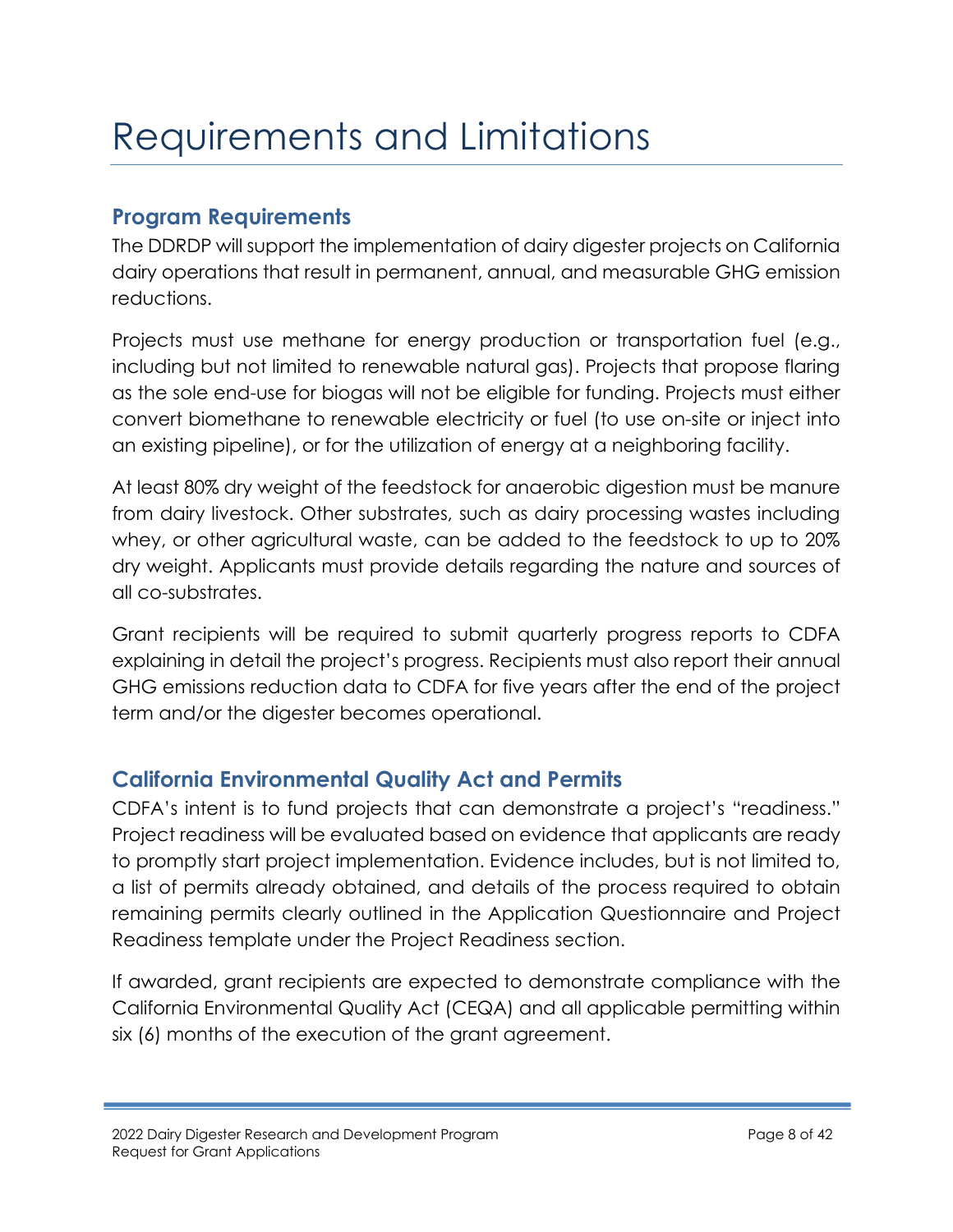# Requirements and Limitations

## Program Requirements

The DDRDP will support the implementation of dairy digester projects on California dairy operations that result in permanent, annual, and measurable GHG emission reductions.

Projects must use methane for energy production or transportation fuel (e.g., including but not limited to renewable natural gas). Projects that propose flaring as the sole end-use for biogas will not be eligible for funding. Projects must either convert biomethane to renewable electricity or fuel (to use on-site or inject into an existing pipeline), or for the utilization of energy at a neighboring facility.

At least 80% dry weight of the feedstock for anaerobic digestion must be manure from dairy livestock. Other substrates, such as dairy processing wastes including whey, or other agricultural waste, can be added to the feedstock to up to 20% dry weight. Applicants must provide details regarding the nature and sources of all co-substrates.

Grant recipients will be required to submit quarterly progress reports to CDFA explaining in detail the project's progress. Recipients must also report their annual GHG emissions reduction data to CDFA for five years after the end of the project term and/or the digester becomes operational.

## California Environmental Quality Act and Permits

CDFA's intent is to fund projects that can demonstrate a project's "readiness." Project readiness will be evaluated based on evidence that applicants are ready to promptly start project implementation. Evidence includes, but is not limited to, a list of permits already obtained, and details of the process required to obtain remaining permits clearly outlined in the Application Questionnaire and Project Readiness template under the Project Readiness section.

If awarded, grant recipients are expected to demonstrate compliance with the California Environmental Quality Act (CEQA) and all applicable permitting within six (6) months of the execution of the grant agreement.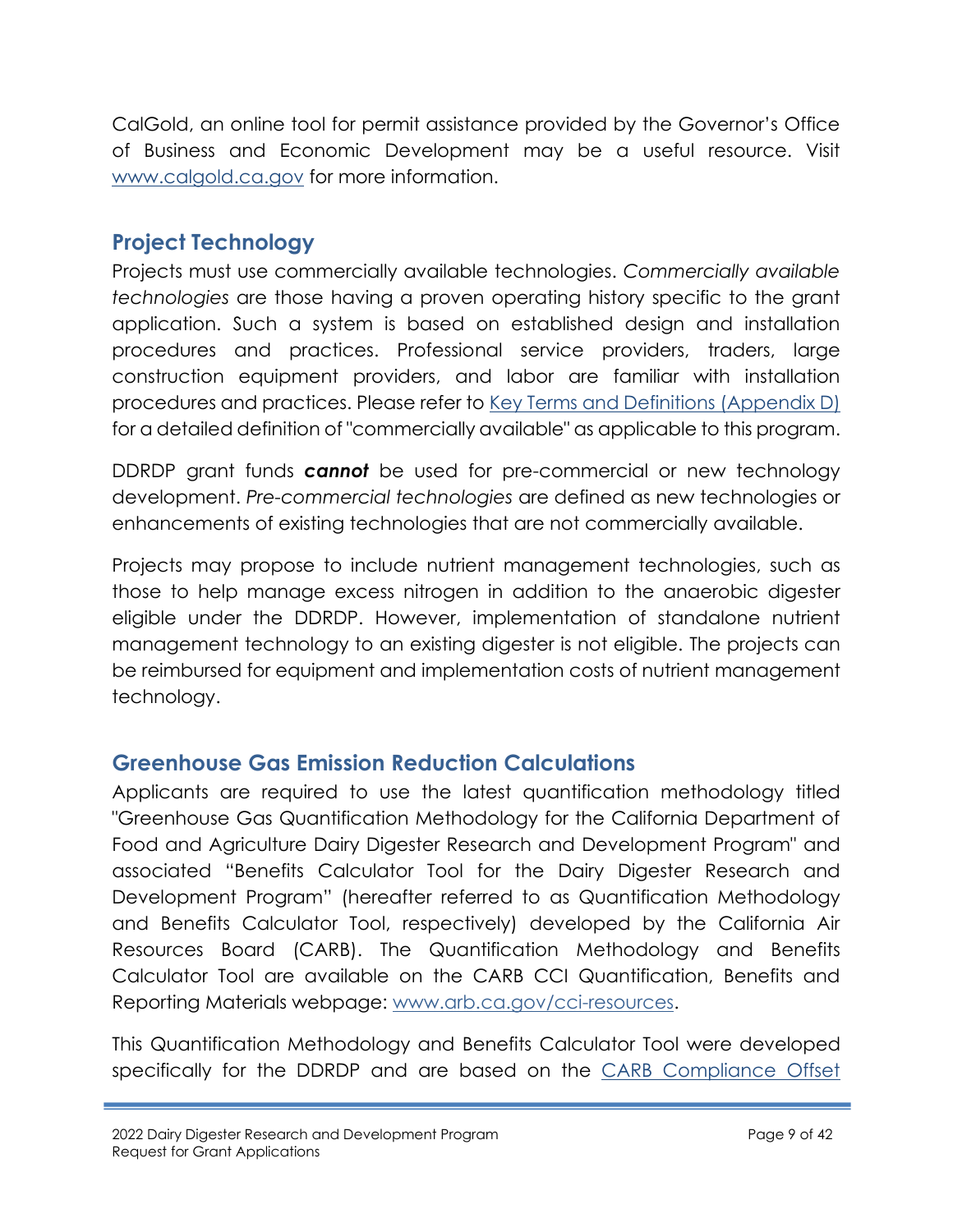CalGold, an online tool for permit assistance provided by the Governor's Office of Business and Economic Development may be a useful resource. Visit [www.calgold.ca.gov](www.calgold.ca.gov) for more information.

## Project Technology

Projects must use commercially available technologies. *Commercially available technologies* are those having a proven operating history specific to the grant application. Such a system is based on established design and installation procedures and practices. Professional service providers, traders, large construction equipment providers, and labor are familiar with installation procedures and practices. Please refer to [Key Terms and Definitions (Appendix D)]() for a detailed definition of "commercially available" as applicable to this program.

DDRDP grant funds ***cannot*** be used for pre-commercial or new technology development. *Pre-commercial technologies* are defined as new technologies or enhancements of existing technologies that are not commercially available.

Projects may propose to include nutrient management technologies, such as those to help manage excess nitrogen in addition to the anaerobic digester eligible under the DDRDP. However, implementation of standalone nutrient management technology to an existing digester is not eligible. The projects can be reimbursed for equipment and implementation costs of nutrient management technology.

## Greenhouse Gas Emission Reduction Calculations

Applicants are required to use the latest quantification methodology titled "Greenhouse Gas Quantification Methodology for the California Department of Food and Agriculture Dairy Digester Research and Development Program" and associated "Benefits Calculator Tool for the Dairy Digester Research and Development Program" (hereafter referred to as Quantification Methodology and Benefits Calculator Tool, respectively) developed by the California Air Resources Board (CARB). The Quantification Methodology and Benefits Calculator Tool are available on the CARB CCI Quantification, Benefits and Reporting Materials webpage: [www.arb.ca.gov/cci-resources](www.arb.ca.gov/cci-resources).

This Quantification Methodology and Benefits Calculator Tool were developed specifically for the DDRDP and are based on the CARB Compliance Offset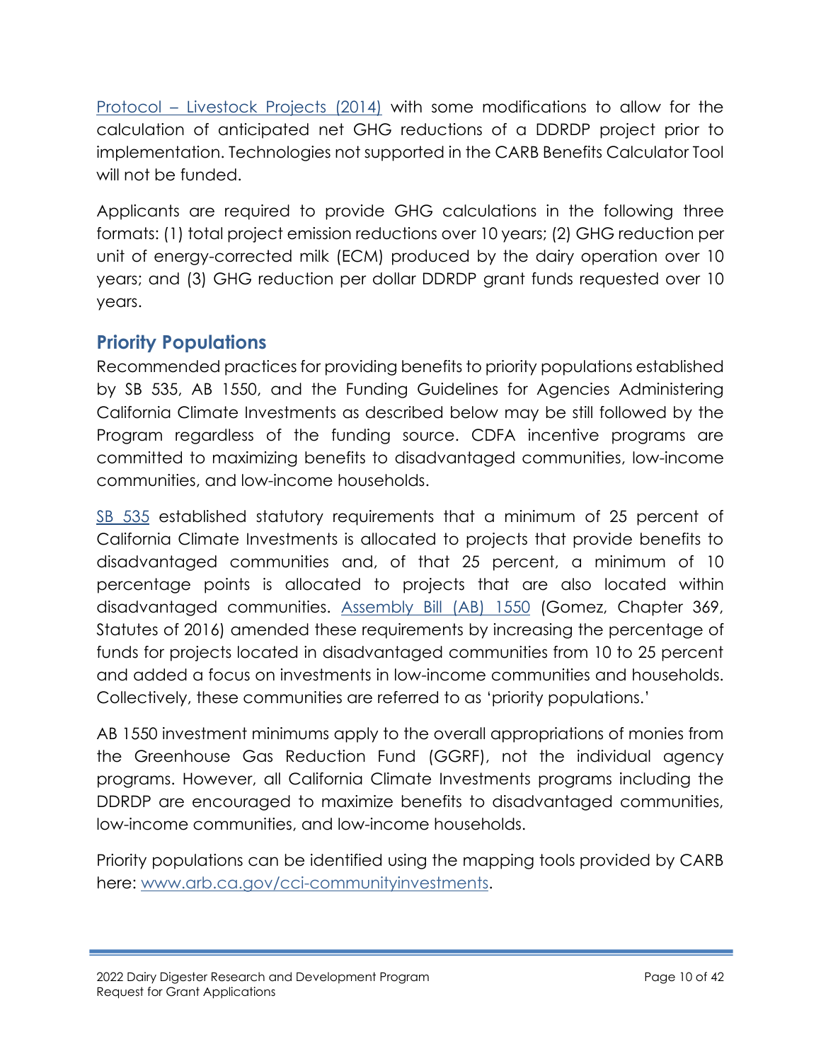Protocol – Livestock Projects (2014) with some modifications to allow for the calculation of anticipated net GHG reductions of a DDRDP project prior to implementation. Technologies not supported in the CARB Benefits Calculator Tool will not be funded.

Applicants are required to provide GHG calculations in the following three formats: (1) total project emission reductions over 10 years; (2) GHG reduction per unit of energy-corrected milk (ECM) produced by the dairy operation over 10 years; and (3) GHG reduction per dollar DDRDP grant funds requested over 10 years.

## Priority Populations

Recommended practices for providing benefits to priority populations established by SB 535, AB 1550, and the Funding Guidelines for Agencies Administering California Climate Investments as described below may be still followed by the Program regardless of the funding source. CDFA incentive programs are committed to maximizing benefits to disadvantaged communities, low-income communities, and low-income households.

SB 535 established statutory requirements that a minimum of 25 percent of California Climate Investments is allocated to projects that provide benefits to disadvantaged communities and, of that 25 percent, a minimum of 10 percentage points is allocated to projects that are also located within disadvantaged communities. Assembly Bill (AB) 1550 (Gomez, Chapter 369, Statutes of 2016) amended these requirements by increasing the percentage of funds for projects located in disadvantaged communities from 10 to 25 percent and added a focus on investments in low-income communities and households. Collectively, these communities are referred to as 'priority populations.'

AB 1550 investment minimums apply to the overall appropriations of monies from the Greenhouse Gas Reduction Fund (GGRF), not the individual agency programs. However, all California Climate Investments programs including the DDRDP are encouraged to maximize benefits to disadvantaged communities, low-income communities, and low-income households.

Priority populations can be identified using the mapping tools provided by CARB here: www.arb.ca.gov/cci-communityinvestments.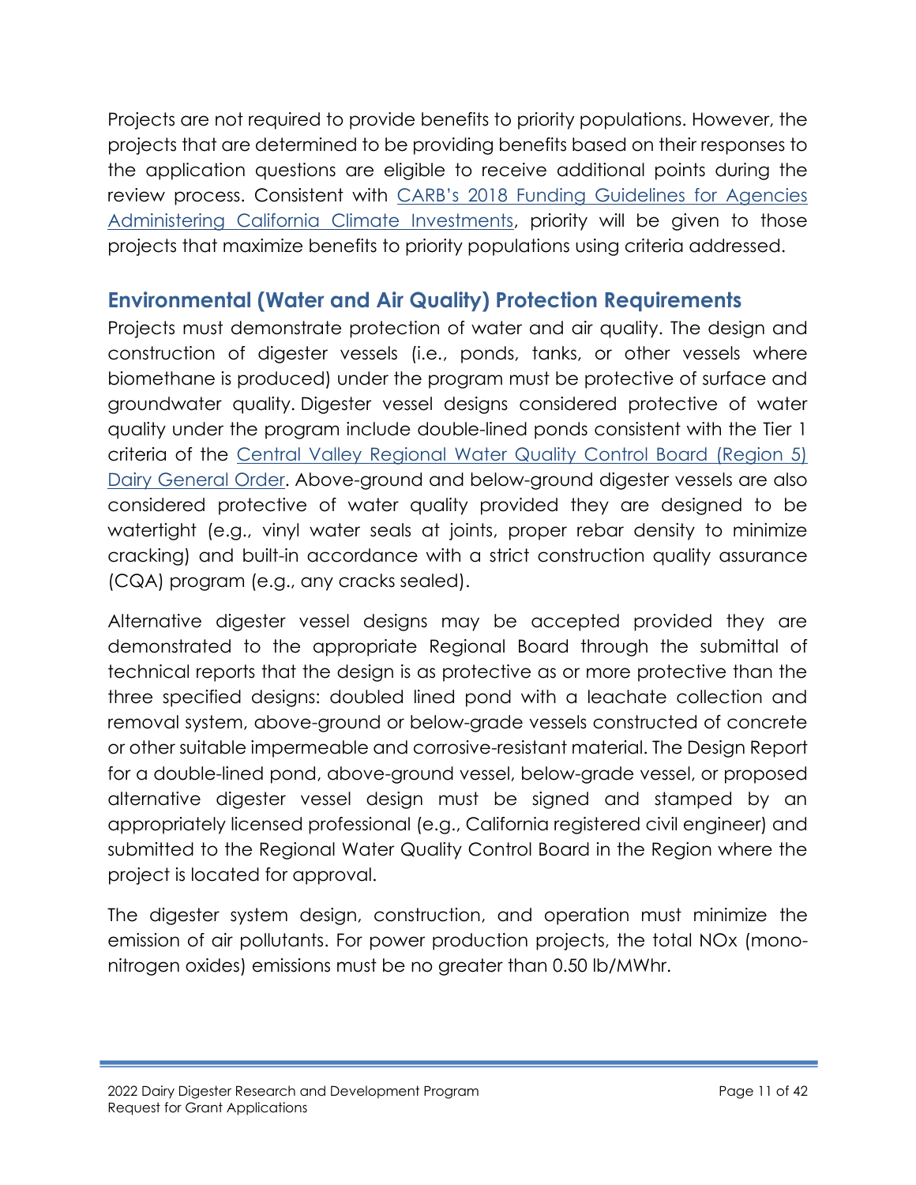Projects are not required to provide benefits to priority populations. However, the projects that are determined to be providing benefits based on their responses to the application questions are eligible to receive additional points during the review process. Consistent with [CARB's 2018 Funding Guidelines for Agencies Administering California Climate Investments](), priority will be given to those projects that maximize benefits to priority populations using criteria addressed.

## Environmental (Water and Air Quality) Protection Requirements

Projects must demonstrate protection of water and air quality. The design and construction of digester vessels (i.e., ponds, tanks, or other vessels where biomethane is produced) under the program must be protective of surface and groundwater quality. Digester vessel designs considered protective of water quality under the program include double-lined ponds consistent with the Tier 1 criteria of the [Central Valley Regional Water Quality Control Board (Region 5) Dairy General Order](). Above-ground and below-ground digester vessels are also considered protective of water quality provided they are designed to be watertight (e.g., vinyl water seals at joints, proper rebar density to minimize cracking) and built-in accordance with a strict construction quality assurance (CQA) program (e.g., any cracks sealed).

Alternative digester vessel designs may be accepted provided they are demonstrated to the appropriate Regional Board through the submittal of technical reports that the design is as protective as or more protective than the three specified designs: doubled lined pond with a leachate collection and removal system, above-ground or below-grade vessels constructed of concrete or other suitable impermeable and corrosive-resistant material. The Design Report for a double-lined pond, above-ground vessel, below-grade vessel, or proposed alternative digester vessel design must be signed and stamped by an appropriately licensed professional (e.g., California registered civil engineer) and submitted to the Regional Water Quality Control Board in the Region where the project is located for approval.

The digester system design, construction, and operation must minimize the emission of air pollutants. For power production projects, the total NOx (mono-nitrogen oxides) emissions must be no greater than 0.50 lb/MWhr.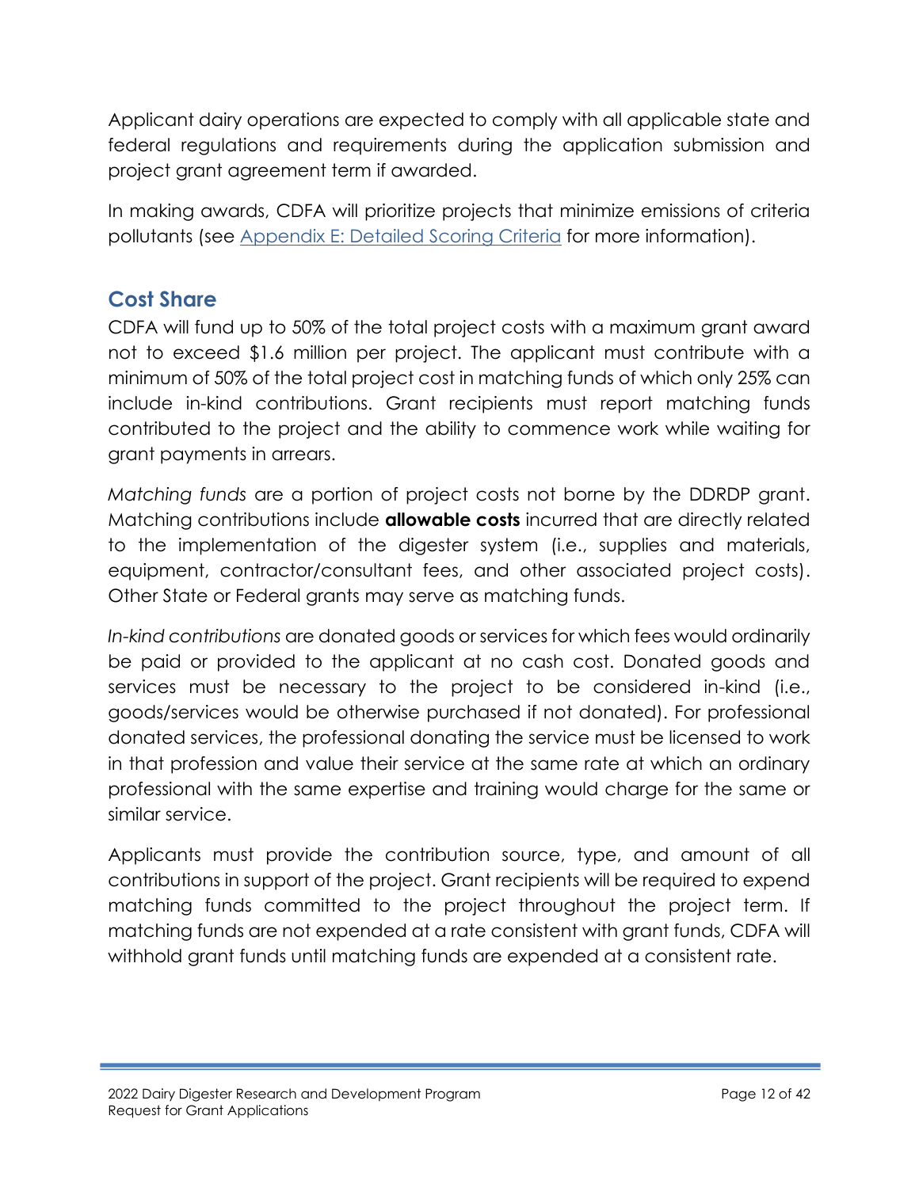Applicant dairy operations are expected to comply with all applicable state and federal regulations and requirements during the application submission and project grant agreement term if awarded.

In making awards, CDFA will prioritize projects that minimize emissions of criteria pollutants (see Appendix E: Detailed Scoring Criteria for more information).

## Cost Share

CDFA will fund up to 50% of the total project costs with a maximum grant award not to exceed $1.6 million per project. The applicant must contribute with a minimum of 50% of the total project cost in matching funds of which only 25% can include in-kind contributions. Grant recipients must report matching funds contributed to the project and the ability to commence work while waiting for grant payments in arrears.

*Matching funds* are a portion of project costs not borne by the DDRDP grant. Matching contributions include **allowable costs** incurred that are directly related to the implementation of the digester system (i.e., supplies and materials, equipment, contractor/consultant fees, and other associated project costs). Other State or Federal grants may serve as matching funds.

*In-kind contributions* are donated goods or services for which fees would ordinarily be paid or provided to the applicant at no cash cost. Donated goods and services must be necessary to the project to be considered in-kind (i.e., goods/services would be otherwise purchased if not donated). For professional donated services, the professional donating the service must be licensed to work in that profession and value their service at the same rate at which an ordinary professional with the same expertise and training would charge for the same or similar service.

Applicants must provide the contribution source, type, and amount of all contributions in support of the project. Grant recipients will be required to expend matching funds committed to the project throughout the project term. If matching funds are not expended at a rate consistent with grant funds, CDFA will withhold grant funds until matching funds are expended at a consistent rate.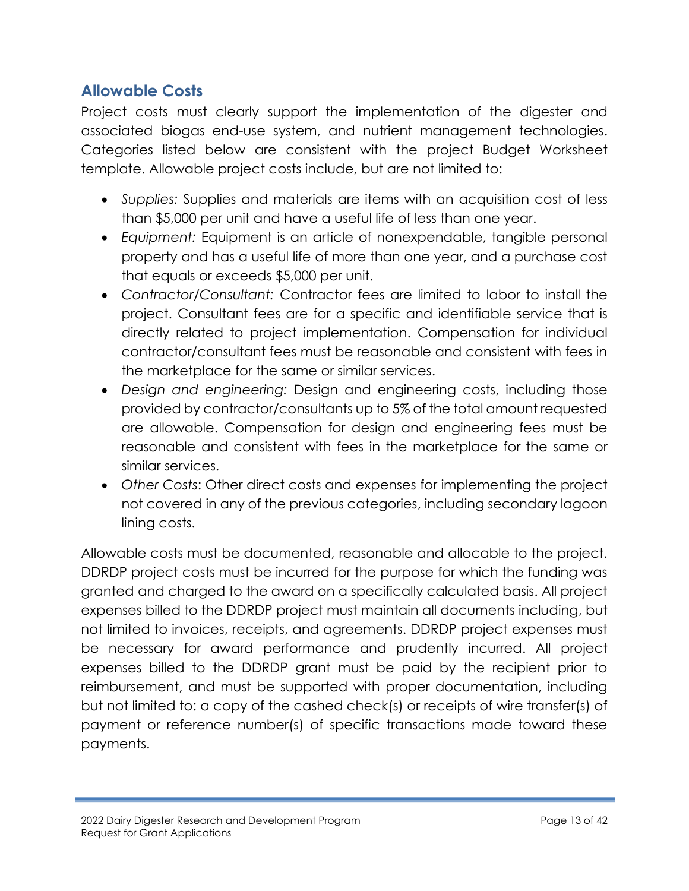## Allowable Costs

Project costs must clearly support the implementation of the digester and associated biogas end-use system, and nutrient management technologies. Categories listed below are consistent with the project Budget Worksheet template. Allowable project costs include, but are not limited to:

- *Supplies:* Supplies and materials are items with an acquisition cost of less than $5,000 per unit and have a useful life of less than one year.
- *Equipment:* Equipment is an article of nonexpendable, tangible personal property and has a useful life of more than one year, and a purchase cost that equals or exceeds $5,000 per unit.
- *Contractor/Consultant:* Contractor fees are limited to labor to install the project. Consultant fees are for a specific and identifiable service that is directly related to project implementation. Compensation for individual contractor/consultant fees must be reasonable and consistent with fees in the marketplace for the same or similar services.
- *Design and engineering:* Design and engineering costs, including those provided by contractor/consultants up to 5% of the total amount requested are allowable. Compensation for design and engineering fees must be reasonable and consistent with fees in the marketplace for the same or similar services.
- *Other Costs*: Other direct costs and expenses for implementing the project not covered in any of the previous categories, including secondary lagoon lining costs.

Allowable costs must be documented, reasonable and allocable to the project. DDRDP project costs must be incurred for the purpose for which the funding was granted and charged to the award on a specifically calculated basis. All project expenses billed to the DDRDP project must maintain all documents including, but not limited to invoices, receipts, and agreements. DDRDP project expenses must be necessary for award performance and prudently incurred. All project expenses billed to the DDRDP grant must be paid by the recipient prior to reimbursement, and must be supported with proper documentation, including but not limited to: a copy of the cashed check(s) or receipts of wire transfer(s) of payment or reference number(s) of specific transactions made toward these payments.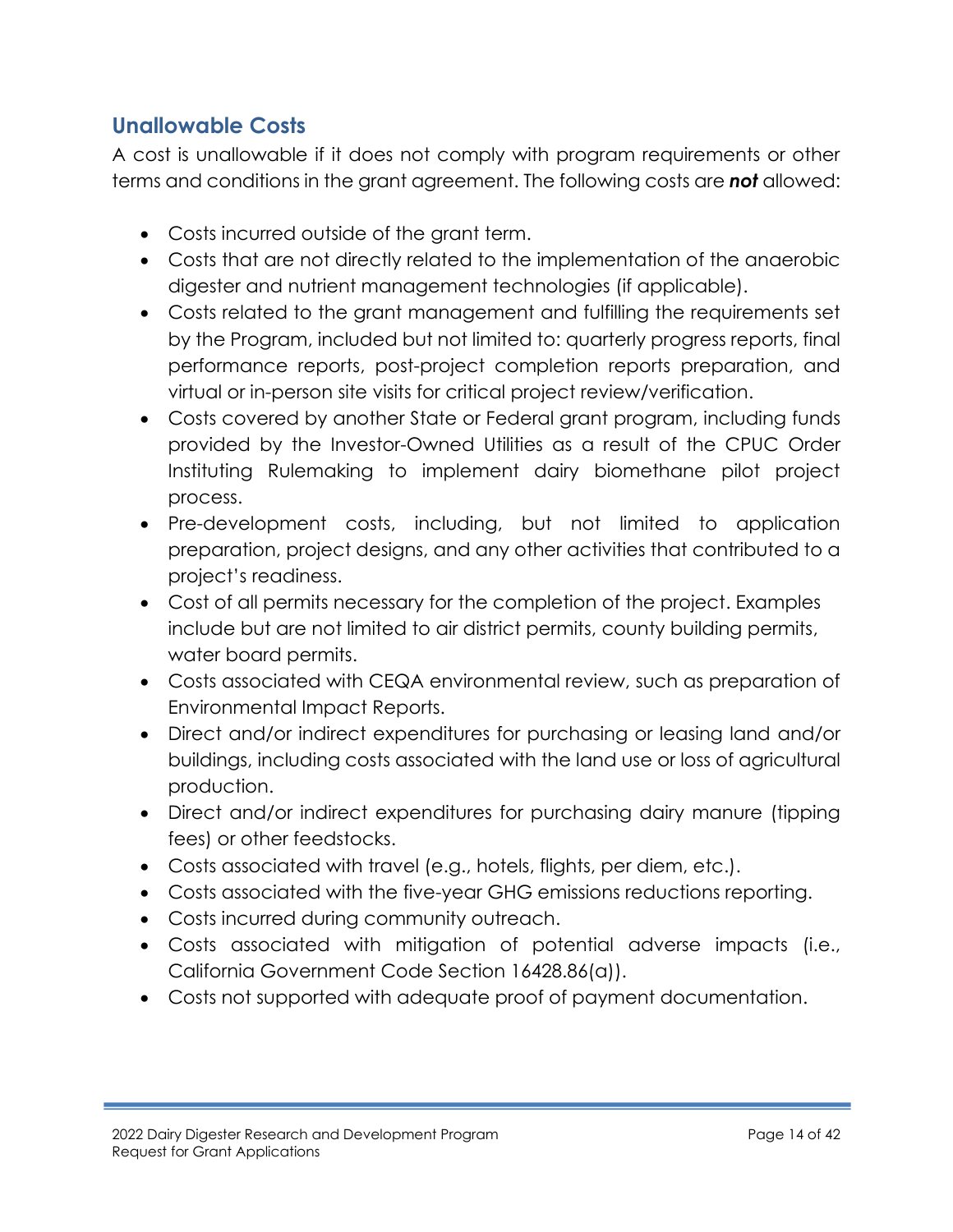## Unallowable Costs

A cost is unallowable if it does not comply with program requirements or other terms and conditions in the grant agreement. The following costs are ***not*** allowed:

- Costs incurred outside of the grant term.
- Costs that are not directly related to the implementation of the anaerobic digester and nutrient management technologies (if applicable).
- Costs related to the grant management and fulfilling the requirements set by the Program, included but not limited to: quarterly progress reports, final performance reports, post-project completion reports preparation, and virtual or in-person site visits for critical project review/verification.
- Costs covered by another State or Federal grant program, including funds provided by the Investor-Owned Utilities as a result of the CPUC Order Instituting Rulemaking to implement dairy biomethane pilot project process.
- Pre-development costs, including, but not limited to application preparation, project designs, and any other activities that contributed to a project's readiness.
- Cost of all permits necessary for the completion of the project. Examples include but are not limited to air district permits, county building permits, water board permits.
- Costs associated with CEQA environmental review, such as preparation of Environmental Impact Reports.
- Direct and/or indirect expenditures for purchasing or leasing land and/or buildings, including costs associated with the land use or loss of agricultural production.
- Direct and/or indirect expenditures for purchasing dairy manure (tipping fees) or other feedstocks.
- Costs associated with travel (e.g., hotels, flights, per diem, etc.).
- Costs associated with the five-year GHG emissions reductions reporting.
- Costs incurred during community outreach.
- Costs associated with mitigation of potential adverse impacts (i.e., California Government Code Section 16428.86(a)).
- Costs not supported with adequate proof of payment documentation.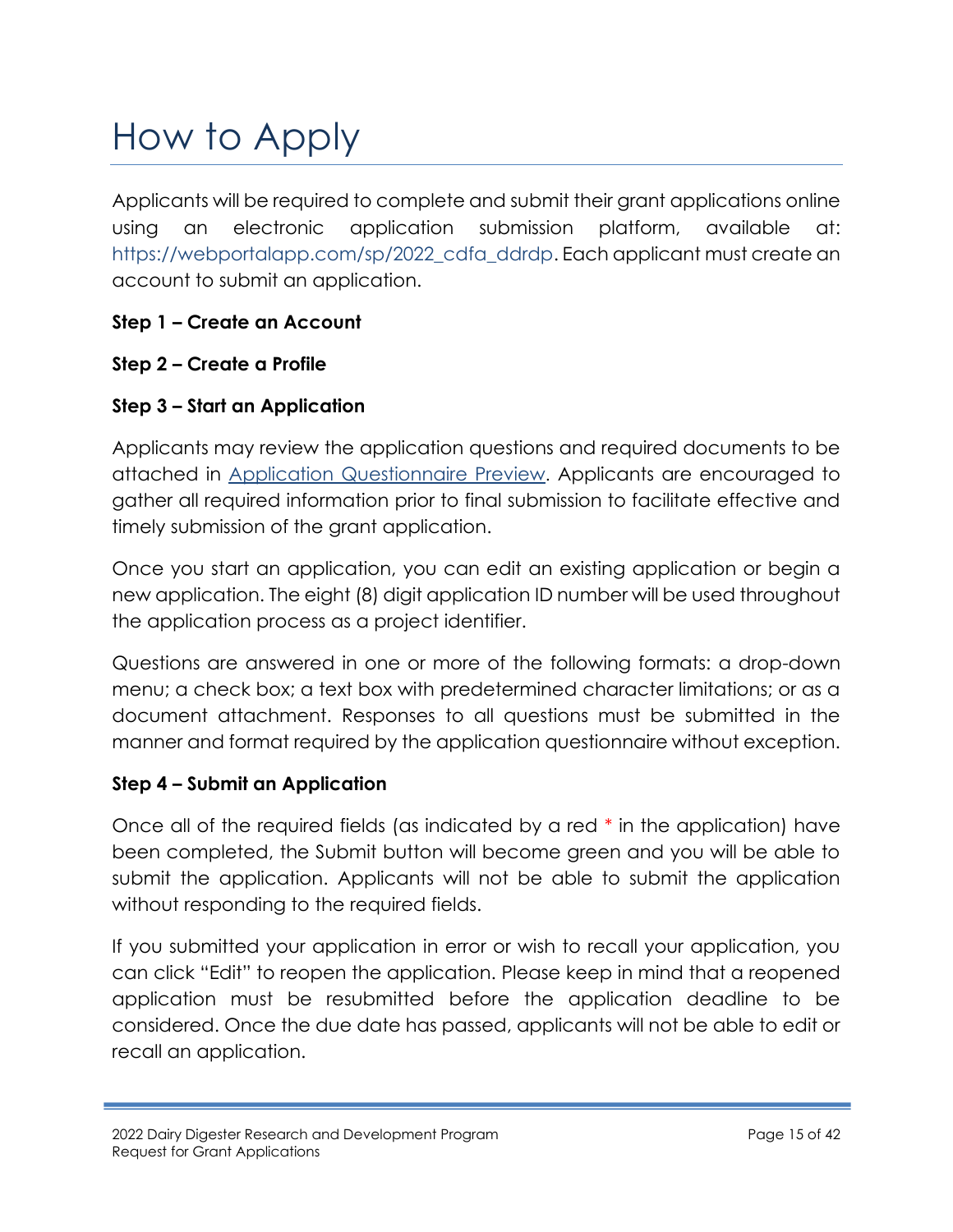# How to Apply

Applicants will be required to complete and submit their grant applications online using an electronic application submission platform, available at: https://webportalapp.com/sp/2022_cdfa_ddrdp. Each applicant must create an account to submit an application.

**Step 1 – Create an Account**

**Step 2 – Create a Profile**

**Step 3 – Start an Application**

Applicants may review the application questions and required documents to be attached in [Application Questionnaire Preview](). Applicants are encouraged to gather all required information prior to final submission to facilitate effective and timely submission of the grant application.

Once you start an application, you can edit an existing application or begin a new application. The eight (8) digit application ID number will be used throughout the application process as a project identifier.

Questions are answered in one or more of the following formats: a drop-down menu; a check box; a text box with predetermined character limitations; or as a document attachment. Responses to all questions must be submitted in the manner and format required by the application questionnaire without exception.

**Step 4 – Submit an Application**

Once all of the required fields (as indicated by a red * in the application) have been completed, the Submit button will become green and you will be able to submit the application. Applicants will not be able to submit the application without responding to the required fields.

If you submitted your application in error or wish to recall your application, you can click "Edit" to reopen the application. Please keep in mind that a reopened application must be resubmitted before the application deadline to be considered. Once the due date has passed, applicants will not be able to edit or recall an application.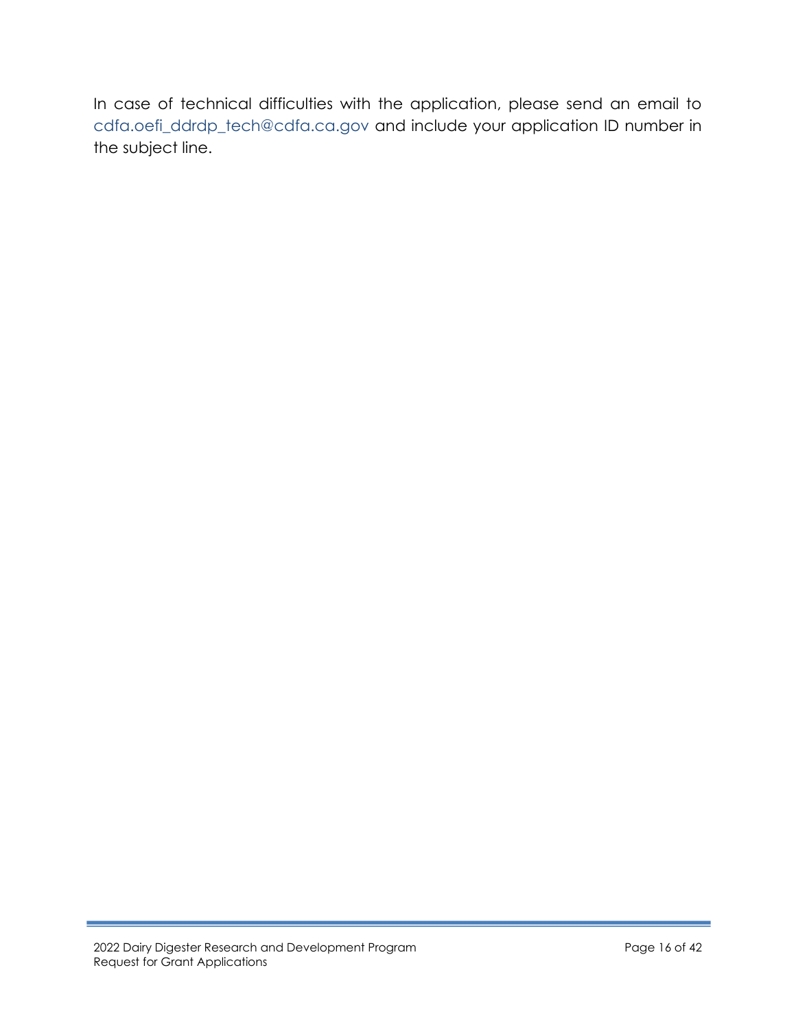In case of technical difficulties with the application, please send an email to cdfa.oefi_ddrdp_tech@cdfa.ca.gov and include your application ID number in the subject line.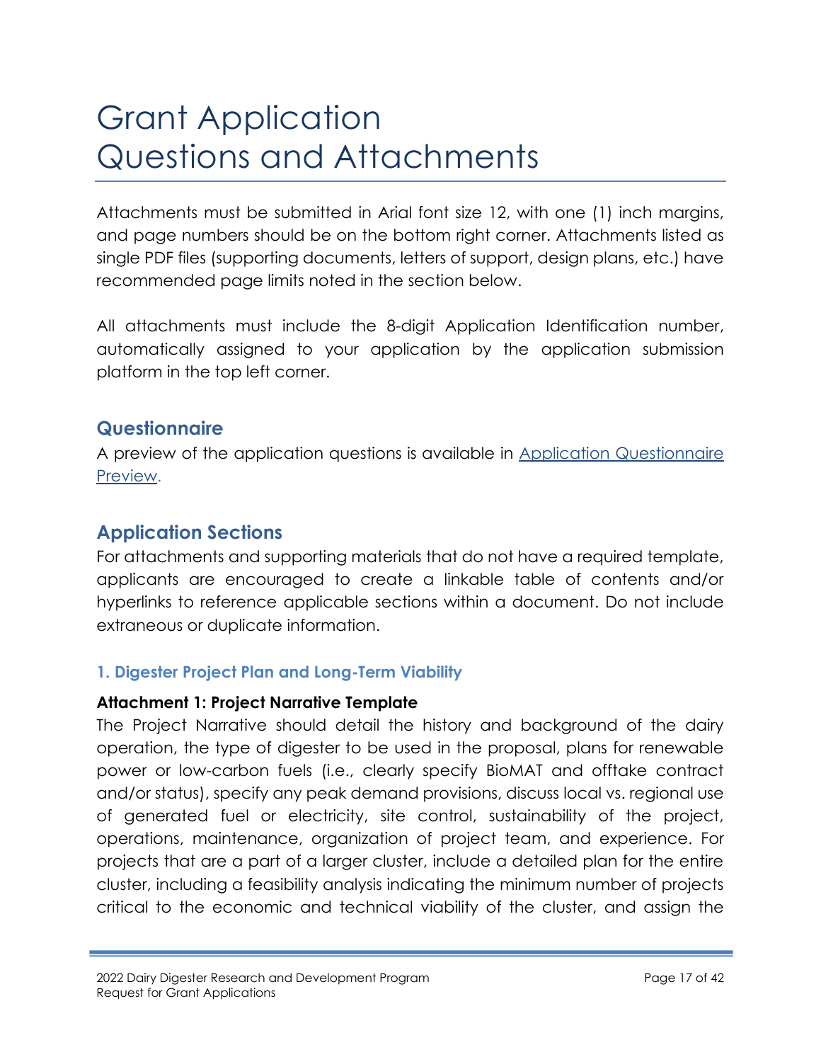# Grant Application Questions and Attachments

Attachments must be submitted in Arial font size 12, with one (1) inch margins, and page numbers should be on the bottom right corner. Attachments listed as single PDF files (supporting documents, letters of support, design plans, etc.) have recommended page limits noted in the section below.

All attachments must include the 8-digit Application Identification number, automatically assigned to your application by the application submission platform in the top left corner.

## Questionnaire

A preview of the application questions is available in Application Questionnaire Preview.

## Application Sections

For attachments and supporting materials that do not have a required template, applicants are encouraged to create a linkable table of contents and/or hyperlinks to reference applicable sections within a document. Do not include extraneous or duplicate information.

### 1. Digester Project Plan and Long-Term Viability

**Attachment 1: Project Narrative Template**

The Project Narrative should detail the history and background of the dairy operation, the type of digester to be used in the proposal, plans for renewable power or low-carbon fuels (i.e., clearly specify BioMAT and offtake contract and/or status), specify any peak demand provisions, discuss local vs. regional use of generated fuel or electricity, site control, sustainability of the project, operations, maintenance, organization of project team, and experience. For projects that are a part of a larger cluster, include a detailed plan for the entire cluster, including a feasibility analysis indicating the minimum number of projects critical to the economic and technical viability of the cluster, and assign the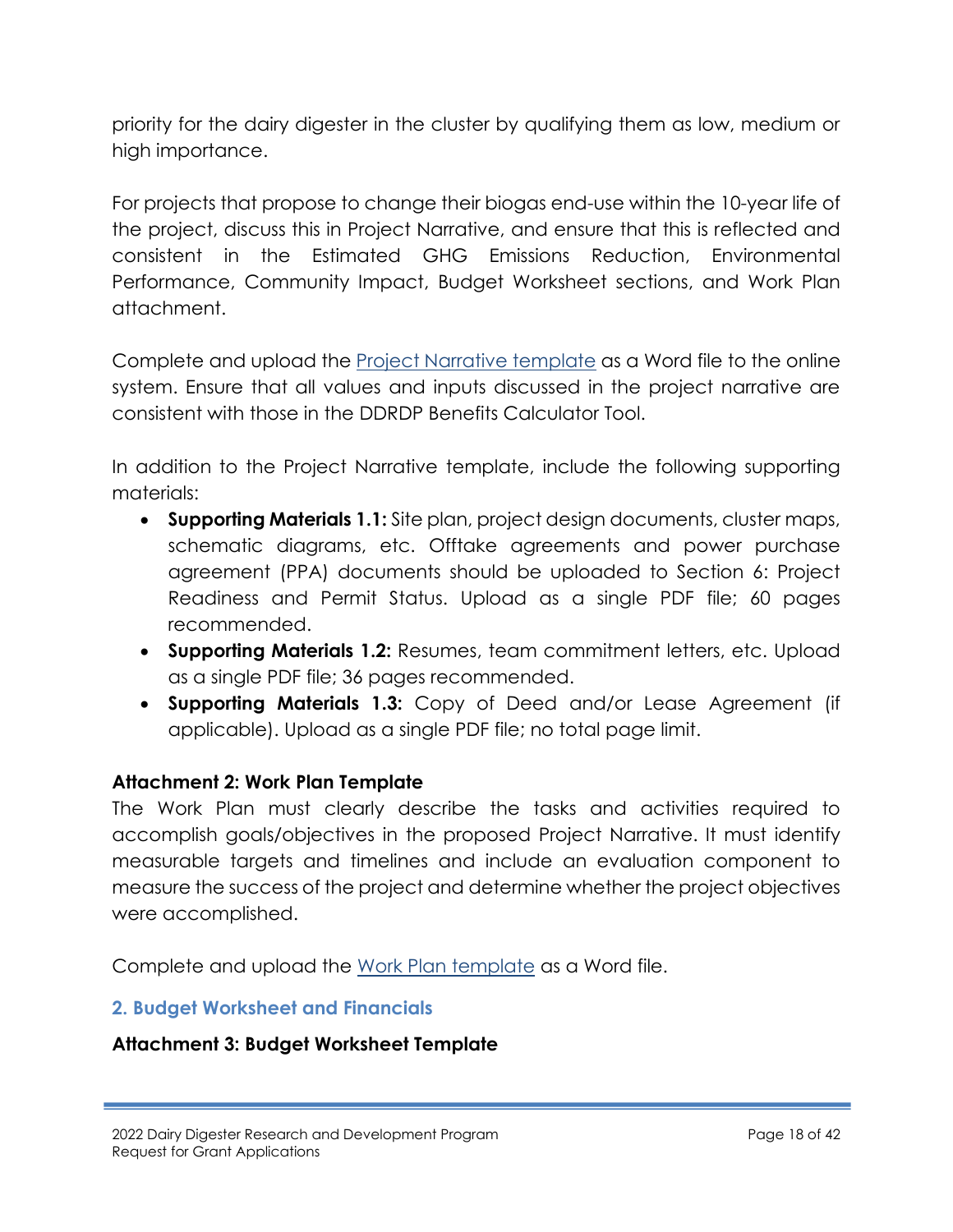priority for the dairy digester in the cluster by qualifying them as low, medium or high importance.

For projects that propose to change their biogas end-use within the 10-year life of the project, discuss this in Project Narrative, and ensure that this is reflected and consistent in the Estimated GHG Emissions Reduction, Environmental Performance, Community Impact, Budget Worksheet sections, and Work Plan attachment.

Complete and upload the [Project Narrative template]() as a Word file to the online system. Ensure that all values and inputs discussed in the project narrative are consistent with those in the DDRDP Benefits Calculator Tool.

In addition to the Project Narrative template, include the following supporting materials:

- **Supporting Materials 1.1:** Site plan, project design documents, cluster maps, schematic diagrams, etc. Offtake agreements and power purchase agreement (PPA) documents should be uploaded to Section 6: Project Readiness and Permit Status. Upload as a single PDF file; 60 pages recommended.
- **Supporting Materials 1.2:** Resumes, team commitment letters, etc. Upload as a single PDF file; 36 pages recommended.
- **Supporting Materials 1.3:** Copy of Deed and/or Lease Agreement (if applicable). Upload as a single PDF file; no total page limit.

**Attachment 2: Work Plan Template**

The Work Plan must clearly describe the tasks and activities required to accomplish goals/objectives in the proposed Project Narrative. It must identify measurable targets and timelines and include an evaluation component to measure the success of the project and determine whether the project objectives were accomplished.

Complete and upload the [Work Plan template]() as a Word file.

## 2. Budget Worksheet and Financials

**Attachment 3: Budget Worksheet Template**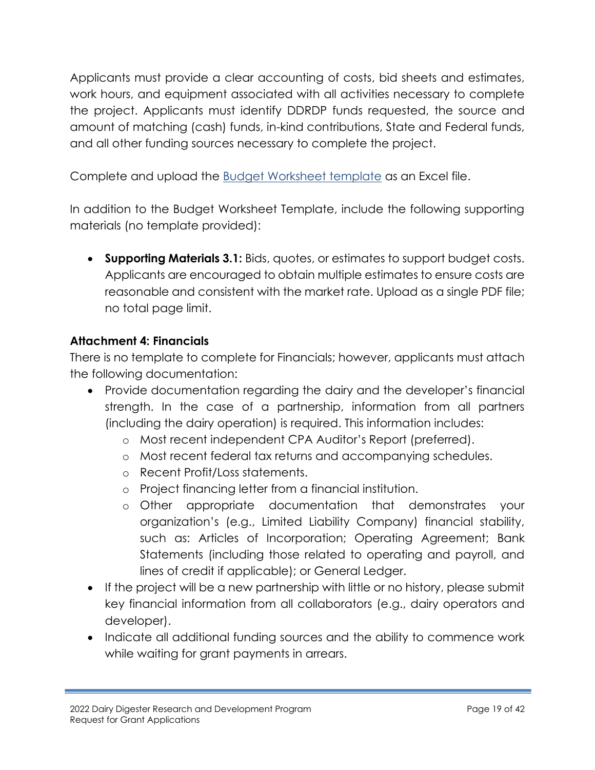Applicants must provide a clear accounting of costs, bid sheets and estimates, work hours, and equipment associated with all activities necessary to complete the project. Applicants must identify DDRDP funds requested, the source and amount of matching (cash) funds, in-kind contributions, State and Federal funds, and all other funding sources necessary to complete the project.

Complete and upload the Budget Worksheet template as an Excel file.

In addition to the Budget Worksheet Template, include the following supporting materials (no template provided):

- **Supporting Materials 3.1:** Bids, quotes, or estimates to support budget costs. Applicants are encouraged to obtain multiple estimates to ensure costs are reasonable and consistent with the market rate. Upload as a single PDF file; no total page limit.

**Attachment 4: Financials**

There is no template to complete for Financials; however, applicants must attach the following documentation:

- Provide documentation regarding the dairy and the developer's financial strength. In the case of a partnership, information from all partners (including the dairy operation) is required. This information includes:
  - Most recent independent CPA Auditor's Report (preferred).
  - Most recent federal tax returns and accompanying schedules.
  - Recent Profit/Loss statements.
  - Project financing letter from a financial institution.
  - Other appropriate documentation that demonstrates your organization's (e.g., Limited Liability Company) financial stability, such as: Articles of Incorporation; Operating Agreement; Bank Statements (including those related to operating and payroll, and lines of credit if applicable); or General Ledger.
- If the project will be a new partnership with little or no history, please submit key financial information from all collaborators (e.g., dairy operators and developer).
- Indicate all additional funding sources and the ability to commence work while waiting for grant payments in arrears.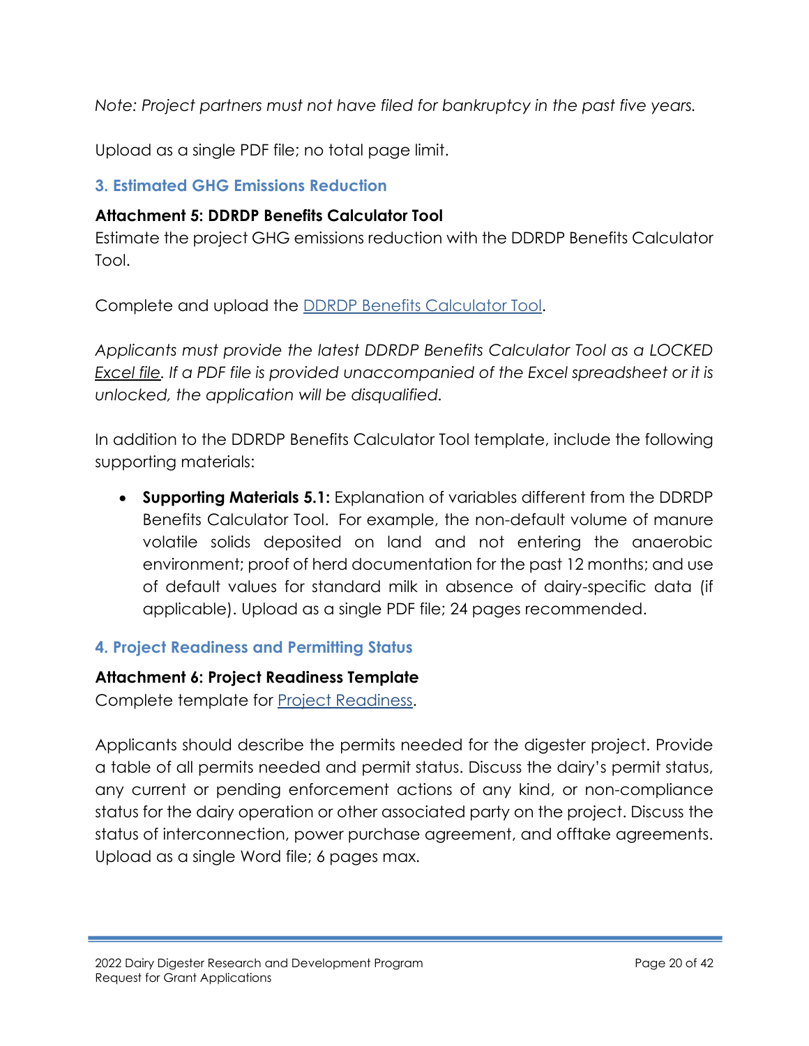*Note: Project partners must not have filed for bankruptcy in the past five years.*

Upload as a single PDF file; no total page limit.

### 3. Estimated GHG Emissions Reduction

**Attachment 5: DDRDP Benefits Calculator Tool**
Estimate the project GHG emissions reduction with the DDRDP Benefits Calculator Tool.

Complete and upload the DDRDP Benefits Calculator Tool.

*Applicants must provide the latest DDRDP Benefits Calculator Tool as a LOCKED Excel file. If a PDF file is provided unaccompanied of the Excel spreadsheet or it is unlocked, the application will be disqualified.*

In addition to the DDRDP Benefits Calculator Tool template, include the following supporting materials:

- **Supporting Materials 5.1:** Explanation of variables different from the DDRDP Benefits Calculator Tool. For example, the non-default volume of manure volatile solids deposited on land and not entering the anaerobic environment; proof of herd documentation for the past 12 months; and use of default values for standard milk in absence of dairy-specific data (if applicable). Upload as a single PDF file; 24 pages recommended.

### 4. Project Readiness and Permitting Status

**Attachment 6: Project Readiness Template**
Complete template for Project Readiness.

Applicants should describe the permits needed for the digester project. Provide a table of all permits needed and permit status. Discuss the dairy's permit status, any current or pending enforcement actions of any kind, or non-compliance status for the dairy operation or other associated party on the project. Discuss the status of interconnection, power purchase agreement, and offtake agreements. Upload as a single Word file; 6 pages max.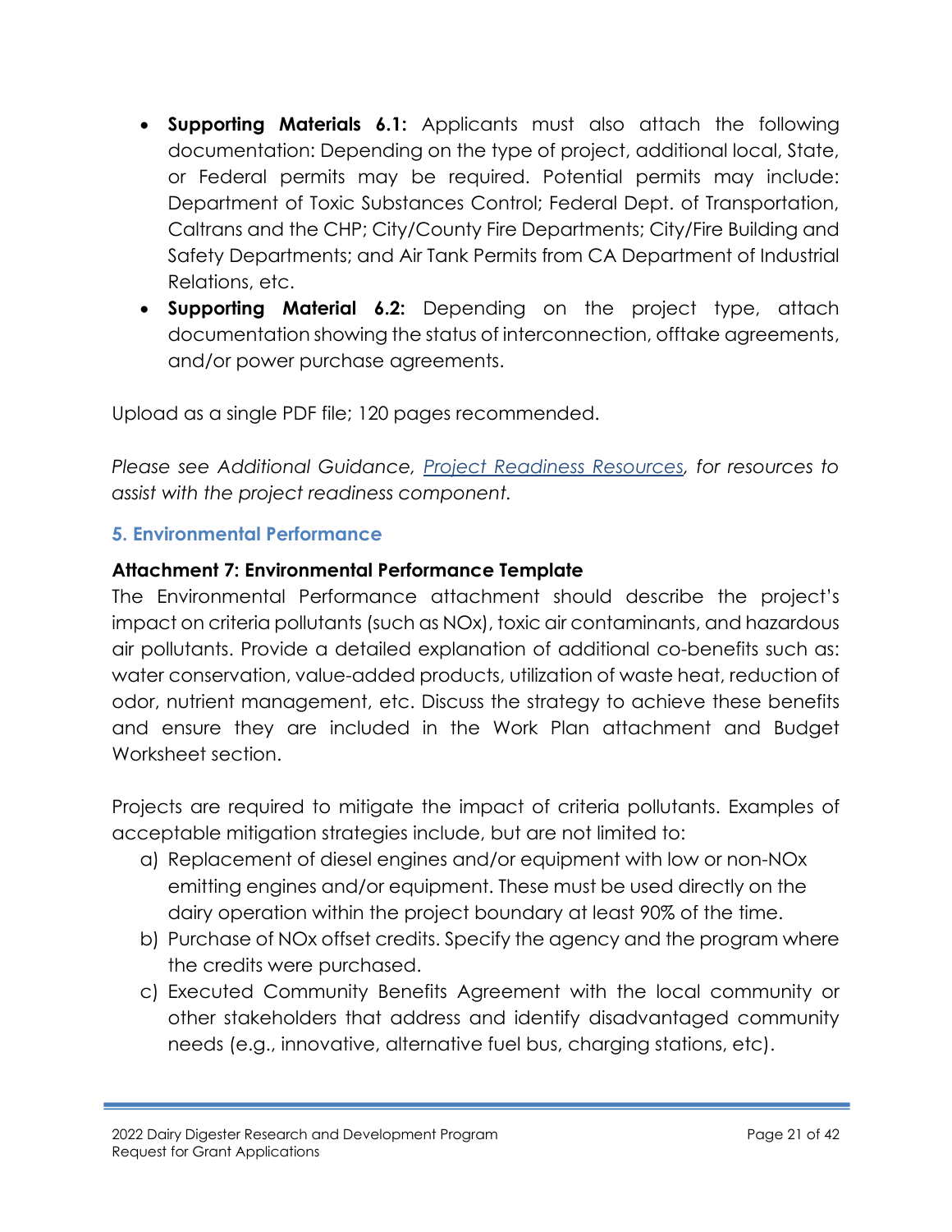- **Supporting Materials 6.1:** Applicants must also attach the following documentation: Depending on the type of project, additional local, State, or Federal permits may be required. Potential permits may include: Department of Toxic Substances Control; Federal Dept. of Transportation, Caltrans and the CHP; City/County Fire Departments; City/Fire Building and Safety Departments; and Air Tank Permits from CA Department of Industrial Relations, etc.
- **Supporting Material 6.2:** Depending on the project type, attach documentation showing the status of interconnection, offtake agreements, and/or power purchase agreements.

Upload as a single PDF file; 120 pages recommended.

*Please see Additional Guidance, Project Readiness Resources, for resources to assist with the project readiness component.*

## 5. Environmental Performance

### Attachment 7: Environmental Performance Template

The Environmental Performance attachment should describe the project's impact on criteria pollutants (such as NOx), toxic air contaminants, and hazardous air pollutants. Provide a detailed explanation of additional co-benefits such as: water conservation, value-added products, utilization of waste heat, reduction of odor, nutrient management, etc. Discuss the strategy to achieve these benefits and ensure they are included in the Work Plan attachment and Budget Worksheet section.

Projects are required to mitigate the impact of criteria pollutants. Examples of acceptable mitigation strategies include, but are not limited to:

a) Replacement of diesel engines and/or equipment with low or non-NOx emitting engines and/or equipment. These must be used directly on the dairy operation within the project boundary at least 90% of the time.
b) Purchase of NOx offset credits. Specify the agency and the program where the credits were purchased.
c) Executed Community Benefits Agreement with the local community or other stakeholders that address and identify disadvantaged community needs (e.g., innovative, alternative fuel bus, charging stations, etc).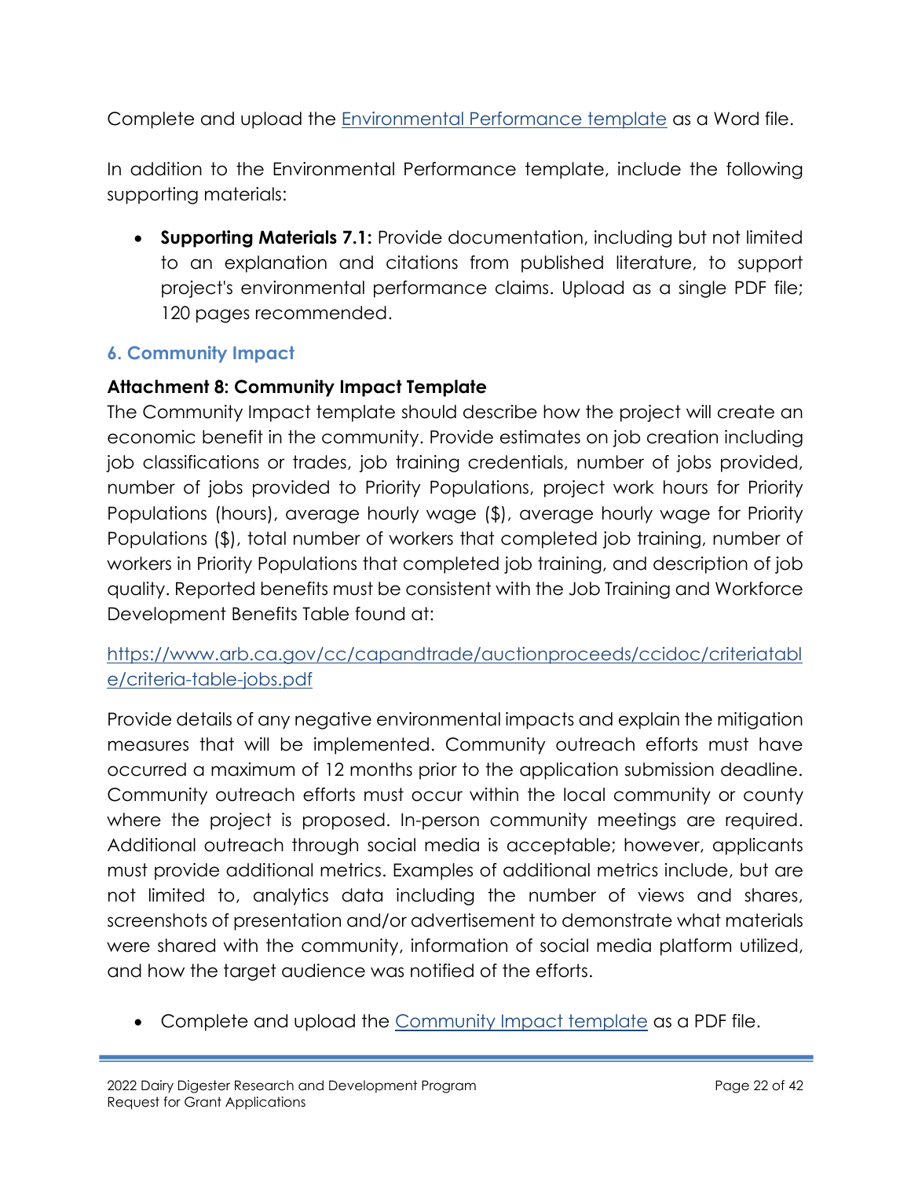Complete and upload the [Environmental Performance template]() as a Word file.

In addition to the Environmental Performance template, include the following supporting materials:

- **Supporting Materials 7.1:** Provide documentation, including but not limited to an explanation and citations from published literature, to support project's environmental performance claims. Upload as a single PDF file; 120 pages recommended.

### 6. Community Impact

**Attachment 8: Community Impact Template**

The Community Impact template should describe how the project will create an economic benefit in the community. Provide estimates on job creation including job classifications or trades, job training credentials, number of jobs provided, number of jobs provided to Priority Populations, project work hours for Priority Populations (hours), average hourly wage ($), average hourly wage for Priority Populations ($), total number of workers that completed job training, number of workers in Priority Populations that completed job training, and description of job quality. Reported benefits must be consistent with the Job Training and Workforce Development Benefits Table found at:

https://www.arb.ca.gov/cc/capandtrade/auctionproceeds/ccidoc/criteriatable/criteria-table-jobs.pdf

Provide details of any negative environmental impacts and explain the mitigation measures that will be implemented. Community outreach efforts must have occurred a maximum of 12 months prior to the application submission deadline. Community outreach efforts must occur within the local community or county where the project is proposed. In-person community meetings are required. Additional outreach through social media is acceptable; however, applicants must provide additional metrics. Examples of additional metrics include, but are not limited to, analytics data including the number of views and shares, screenshots of presentation and/or advertisement to demonstrate what materials were shared with the community, information of social media platform utilized, and how the target audience was notified of the efforts.

- Complete and upload the [Community Impact template]() as a PDF file.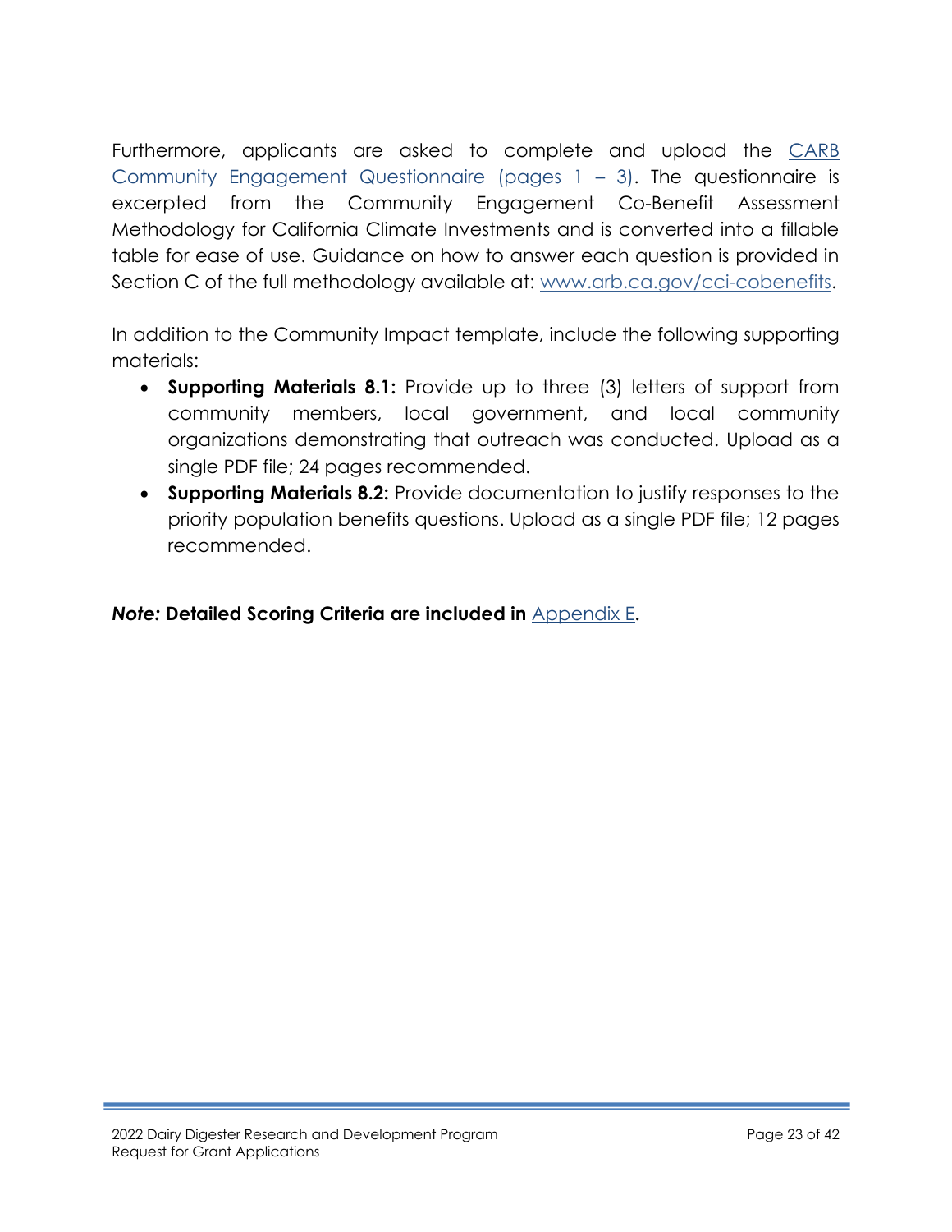Furthermore, applicants are asked to complete and upload the [CARB Community Engagement Questionnaire (pages 1 – 3)](). The questionnaire is excerpted from the Community Engagement Co-Benefit Assessment Methodology for California Climate Investments and is converted into a fillable table for ease of use. Guidance on how to answer each question is provided in Section C of the full methodology available at: [www.arb.ca.gov/cci-cobenefits](http://www.arb.ca.gov/cci-cobenefits).

In addition to the Community Impact template, include the following supporting materials:

- **Supporting Materials 8.1:** Provide up to three (3) letters of support from community members, local government, and local community organizations demonstrating that outreach was conducted. Upload as a single PDF file; 24 pages recommended.
- **Supporting Materials 8.2:** Provide documentation to justify responses to the priority population benefits questions. Upload as a single PDF file; 12 pages recommended.

***Note:*** **Detailed Scoring Criteria are included in** [Appendix E]().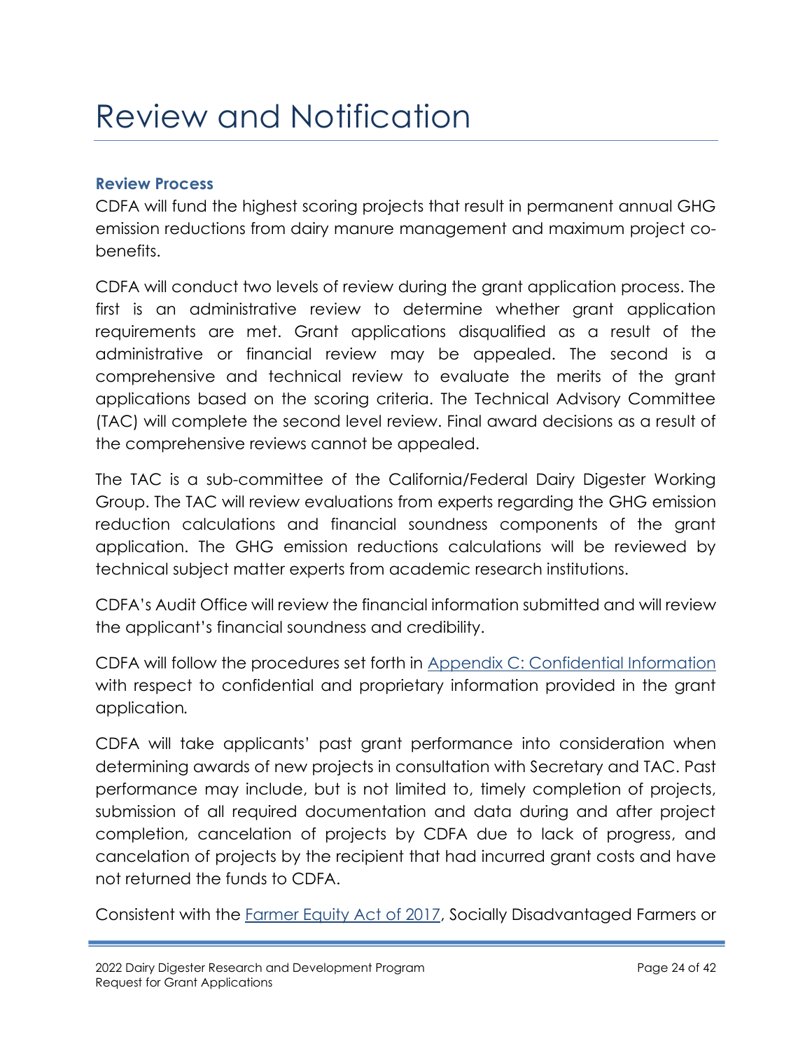# Review and Notification

### Review Process

CDFA will fund the highest scoring projects that result in permanent annual GHG emission reductions from dairy manure management and maximum project co-benefits.

CDFA will conduct two levels of review during the grant application process. The first is an administrative review to determine whether grant application requirements are met. Grant applications disqualified as a result of the administrative or financial review may be appealed. The second is a comprehensive and technical review to evaluate the merits of the grant applications based on the scoring criteria. The Technical Advisory Committee (TAC) will complete the second level review. Final award decisions as a result of the comprehensive reviews cannot be appealed.

The TAC is a sub-committee of the California/Federal Dairy Digester Working Group. The TAC will review evaluations from experts regarding the GHG emission reduction calculations and financial soundness components of the grant application. The GHG emission reductions calculations will be reviewed by technical subject matter experts from academic research institutions.

CDFA's Audit Office will review the financial information submitted and will review the applicant's financial soundness and credibility.

CDFA will follow the procedures set forth in Appendix C: Confidential Information with respect to confidential and proprietary information provided in the grant application.

CDFA will take applicants' past grant performance into consideration when determining awards of new projects in consultation with Secretary and TAC. Past performance may include, but is not limited to, timely completion of projects, submission of all required documentation and data during and after project completion, cancelation of projects by CDFA due to lack of progress, and cancelation of projects by the recipient that had incurred grant costs and have not returned the funds to CDFA.

Consistent with the Farmer Equity Act of 2017, Socially Disadvantaged Farmers or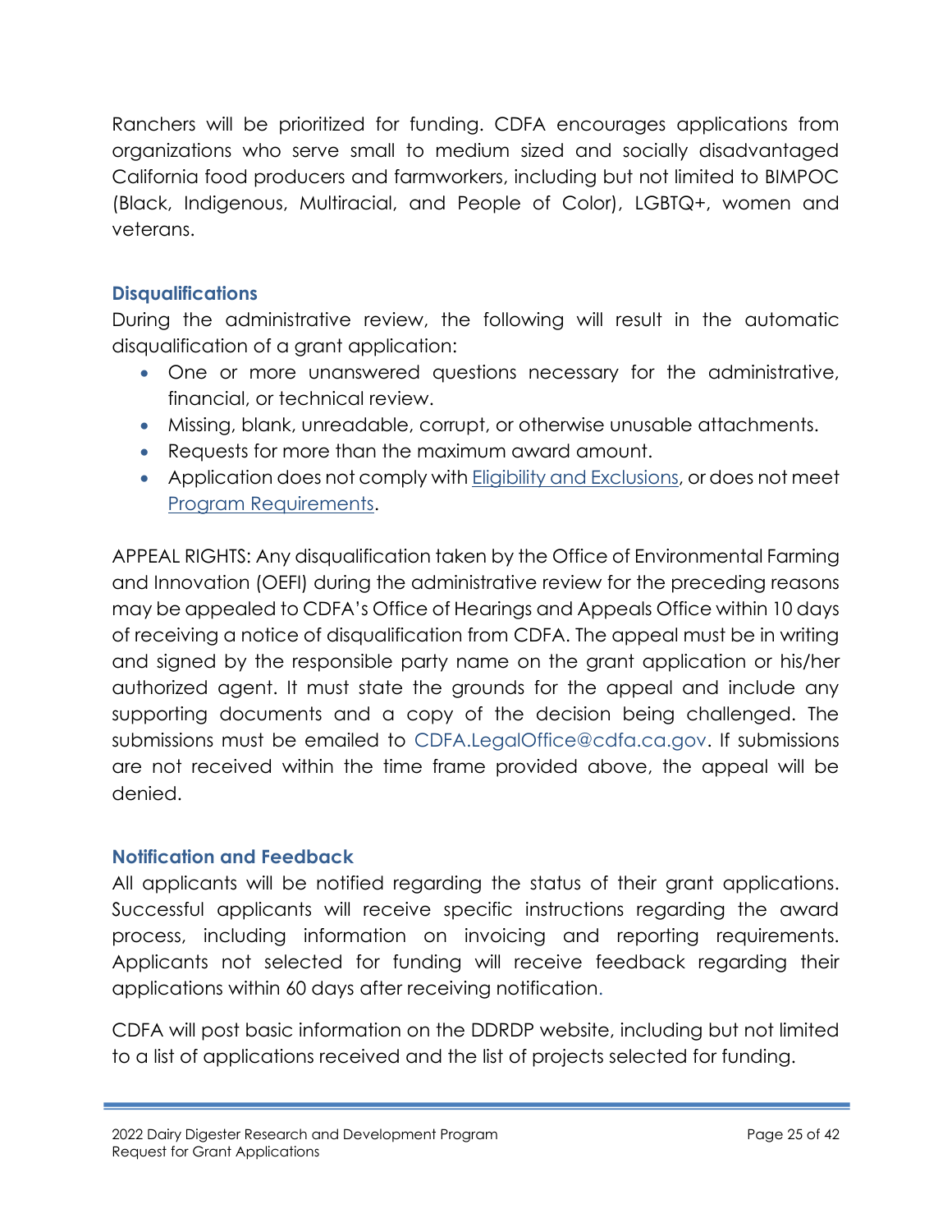Ranchers will be prioritized for funding. CDFA encourages applications from organizations who serve small to medium sized and socially disadvantaged California food producers and farmworkers, including but not limited to BIMPOC (Black, Indigenous, Multiracial, and People of Color), LGBTQ+, women and veterans.

### Disqualifications

During the administrative review, the following will result in the automatic disqualification of a grant application:

- One or more unanswered questions necessary for the administrative, financial, or technical review.
- Missing, blank, unreadable, corrupt, or otherwise unusable attachments.
- Requests for more than the maximum award amount.
- Application does not comply with Eligibility and Exclusions, or does not meet Program Requirements.

APPEAL RIGHTS: Any disqualification taken by the Office of Environmental Farming and Innovation (OEFI) during the administrative review for the preceding reasons may be appealed to CDFA's Office of Hearings and Appeals Office within 10 days of receiving a notice of disqualification from CDFA. The appeal must be in writing and signed by the responsible party name on the grant application or his/her authorized agent. It must state the grounds for the appeal and include any supporting documents and a copy of the decision being challenged. The submissions must be emailed to CDFA.LegalOffice@cdfa.ca.gov. If submissions are not received within the time frame provided above, the appeal will be denied.

### Notification and Feedback

All applicants will be notified regarding the status of their grant applications. Successful applicants will receive specific instructions regarding the award process, including information on invoicing and reporting requirements. Applicants not selected for funding will receive feedback regarding their applications within 60 days after receiving notification.

CDFA will post basic information on the DDRDP website, including but not limited to a list of applications received and the list of projects selected for funding.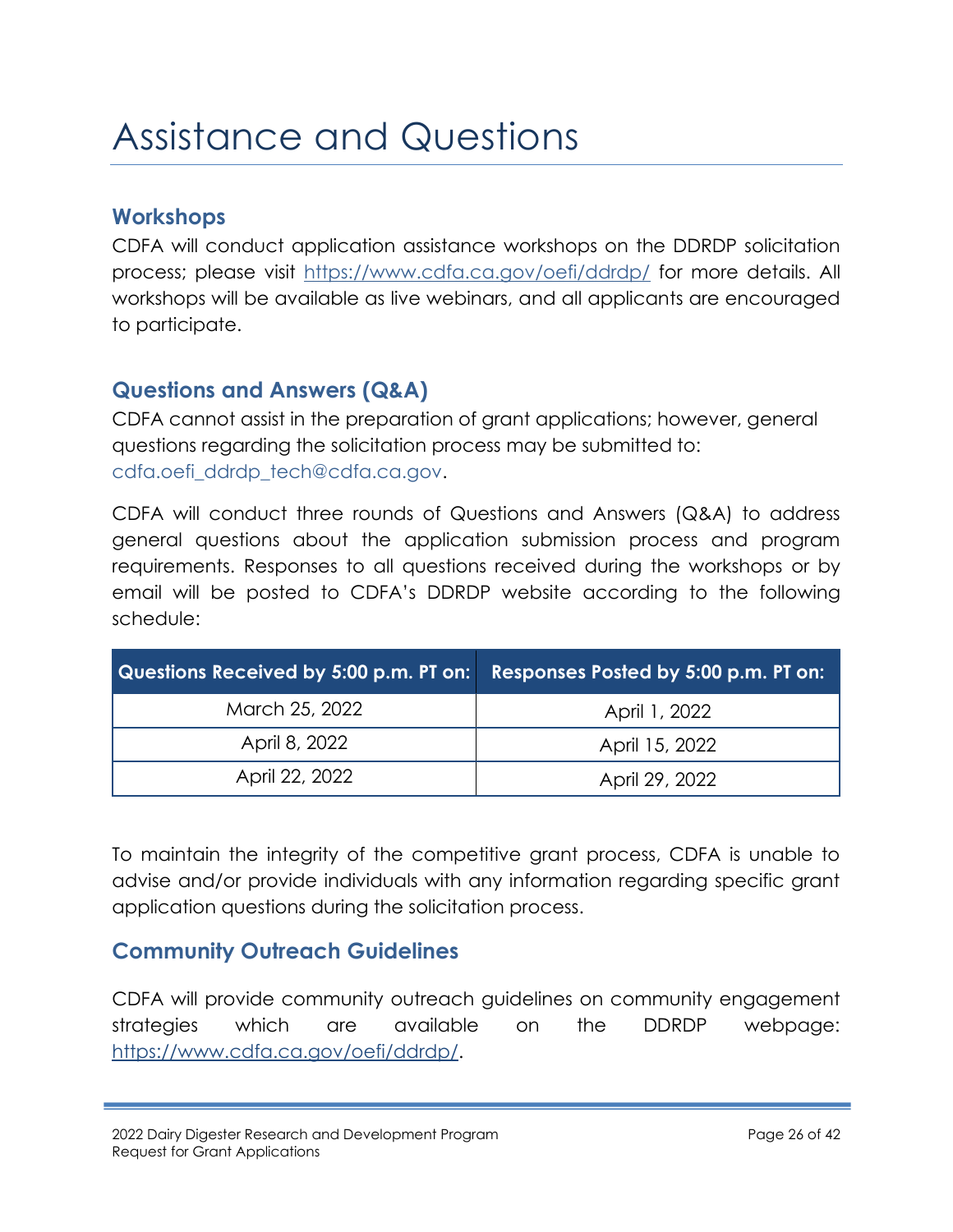# Assistance and Questions

## Workshops

CDFA will conduct application assistance workshops on the DDRDP solicitation process; please visit https://www.cdfa.ca.gov/oefi/ddrdp/ for more details. All workshops will be available as live webinars, and all applicants are encouraged to participate.

## Questions and Answers (Q&A)

CDFA cannot assist in the preparation of grant applications; however, general questions regarding the solicitation process may be submitted to: cdfa.oefi_ddrdp_tech@cdfa.ca.gov.

CDFA will conduct three rounds of Questions and Answers (Q&A) to address general questions about the application submission process and program requirements. Responses to all questions received during the workshops or by email will be posted to CDFA's DDRDP website according to the following schedule:

| Questions Received by 5:00 p.m. PT on: | Responses Posted by 5:00 p.m. PT on: |
|---|---|
| March 25, 2022 | April 1, 2022 |
| April 8, 2022 | April 15, 2022 |
| April 22, 2022 | April 29, 2022 |

To maintain the integrity of the competitive grant process, CDFA is unable to advise and/or provide individuals with any information regarding specific grant application questions during the solicitation process.

## Community Outreach Guidelines

CDFA will provide community outreach guidelines on community engagement strategies which are available on the DDRDP webpage: https://www.cdfa.ca.gov/oefi/ddrdp/.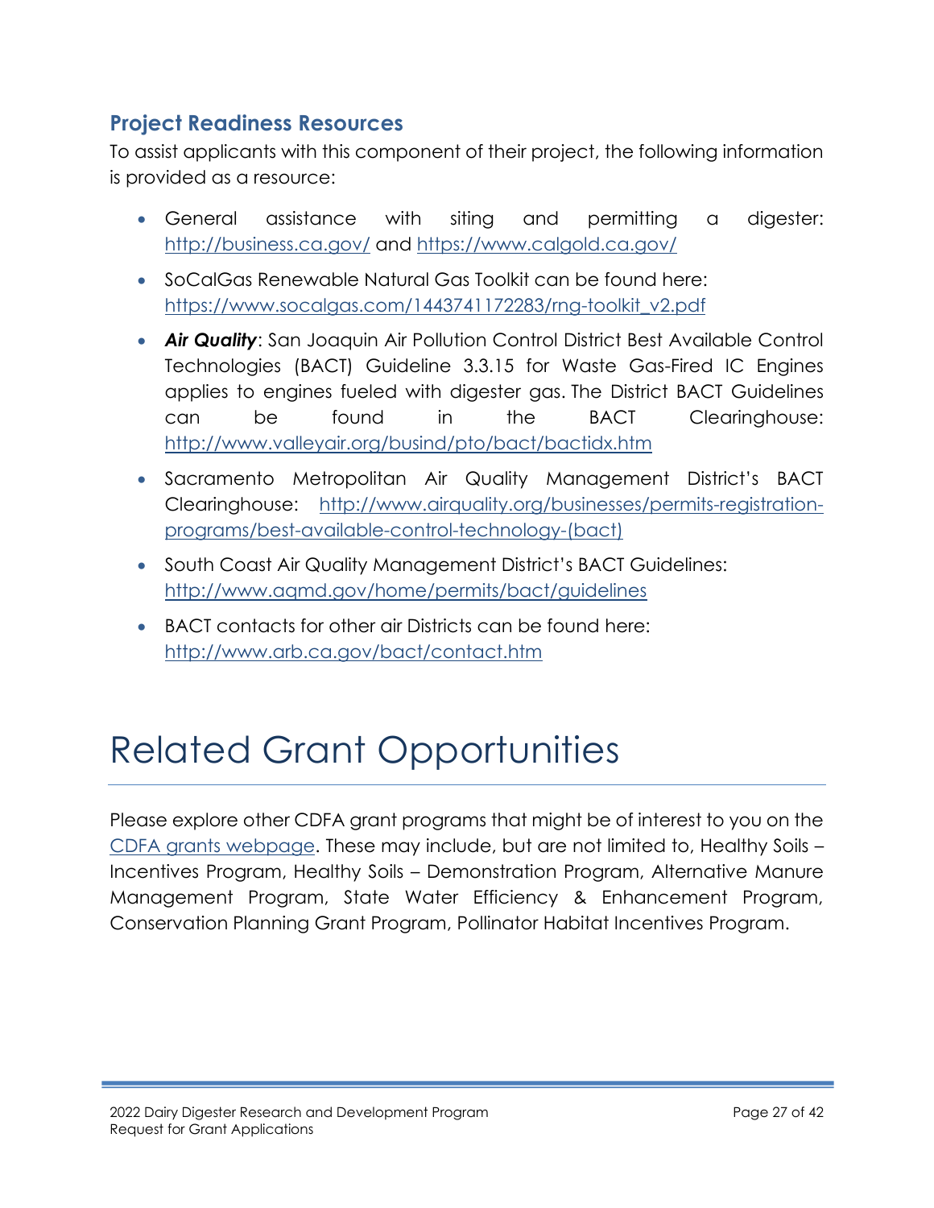### Project Readiness Resources

To assist applicants with this component of their project, the following information is provided as a resource:

- General assistance with siting and permitting a digester: http://business.ca.gov/ and https://www.calgold.ca.gov/
- SoCalGas Renewable Natural Gas Toolkit can be found here: https://www.socalgas.com/1443741172283/rng-toolkit_v2.pdf
- ***Air Quality***: San Joaquin Air Pollution Control District Best Available Control Technologies (BACT) Guideline 3.3.15 for Waste Gas-Fired IC Engines applies to engines fueled with digester gas. The District BACT Guidelines can be found in the BACT Clearinghouse: http://www.valleyair.org/busind/pto/bact/bactidx.htm
- Sacramento Metropolitan Air Quality Management District's BACT Clearinghouse: http://www.airquality.org/businesses/permits-registration-programs/best-available-control-technology-(bact)
- South Coast Air Quality Management District's BACT Guidelines: http://www.aqmd.gov/home/permits/bact/guidelines
- BACT contacts for other air Districts can be found here: http://www.arb.ca.gov/bact/contact.htm

# Related Grant Opportunities

Please explore other CDFA grant programs that might be of interest to you on the CDFA grants webpage. These may include, but are not limited to, Healthy Soils – Incentives Program, Healthy Soils – Demonstration Program, Alternative Manure Management Program, State Water Efficiency & Enhancement Program, Conservation Planning Grant Program, Pollinator Habitat Incentives Program.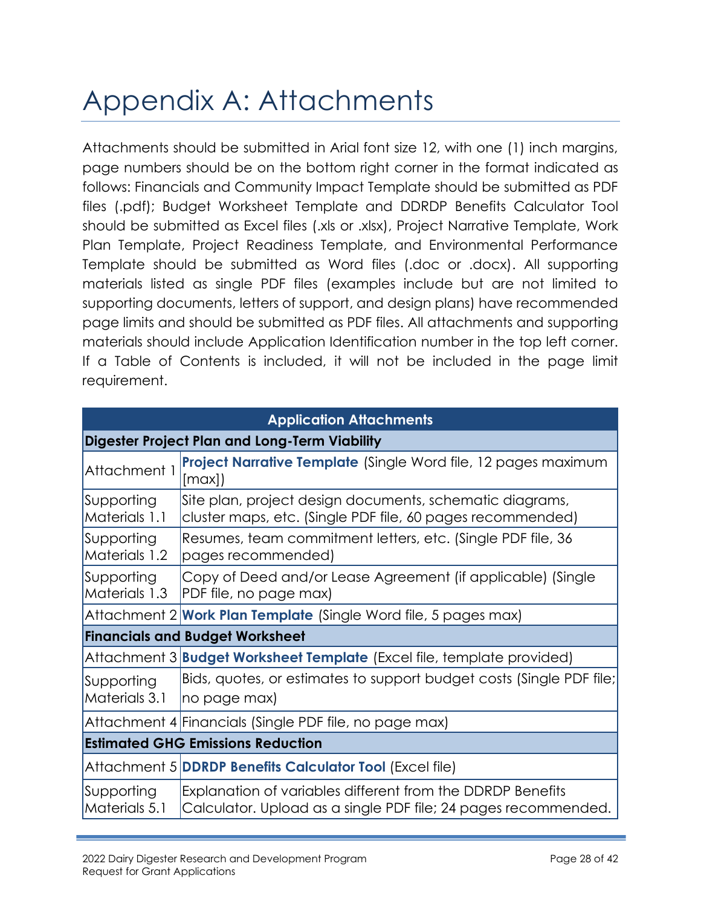# Appendix A: Attachments

Attachments should be submitted in Arial font size 12, with one (1) inch margins, page numbers should be on the bottom right corner in the format indicated as follows: Financials and Community Impact Template should be submitted as PDF files (.pdf); Budget Worksheet Template and DDRDP Benefits Calculator Tool should be submitted as Excel files (.xls or .xlsx), Project Narrative Template, Work Plan Template, Project Readiness Template, and Environmental Performance Template should be submitted as Word files (.doc or .docx). All supporting materials listed as single PDF files (examples include but are not limited to supporting documents, letters of support, and design plans) have recommended page limits and should be submitted as PDF files. All attachments and supporting materials should include Application Identification number in the top left corner. If a Table of Contents is included, it will not be included in the page limit requirement.

| Application Attachments | |
|---|---|
| **Digester Project Plan and Long-Term Viability** | |
| Attachment 1 | **Project Narrative Template** (Single Word file, 12 pages maximum [max]) |
| Supporting Materials 1.1 | Site plan, project design documents, schematic diagrams, cluster maps, etc. (Single PDF file, 60 pages recommended) |
| Supporting Materials 1.2 | Resumes, team commitment letters, etc. (Single PDF file, 36 pages recommended) |
| Supporting Materials 1.3 | Copy of Deed and/or Lease Agreement (if applicable) (Single PDF file, no page max) |
| Attachment 2 | **Work Plan Template** (Single Word file, 5 pages max) |
| **Financials and Budget Worksheet** | |
| Attachment 3 | **Budget Worksheet Template** (Excel file, template provided) |
| Supporting Materials 3.1 | Bids, quotes, or estimates to support budget costs (Single PDF file; no page max) |
| Attachment 4 | Financials (Single PDF file, no page max) |
| **Estimated GHG Emissions Reduction** | |
| Attachment 5 | **DDRDP Benefits Calculator Tool** (Excel file) |
| Supporting Materials 5.1 | Explanation of variables different from the DDRDP Benefits Calculator. Upload as a single PDF file; 24 pages recommended. |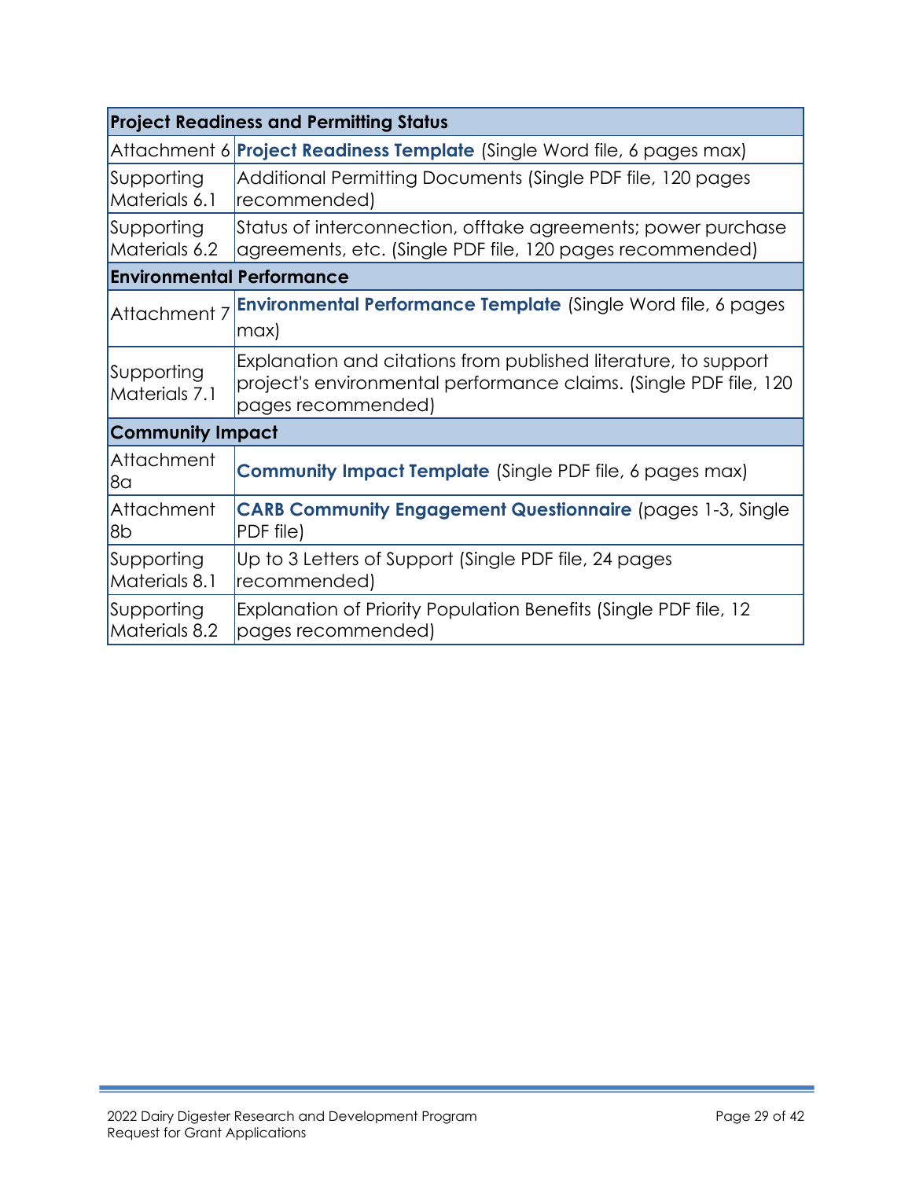| Project Readiness and Permitting Status | |
|---|---|
| Attachment 6 | **Project Readiness Template** (Single Word file, 6 pages max) |
| Supporting Materials 6.1 | Additional Permitting Documents (Single PDF file, 120 pages recommended) |
| Supporting Materials 6.2 | Status of interconnection, offtake agreements; power purchase agreements, etc. (Single PDF file, 120 pages recommended) |
| **Environmental Performance** | |
| Attachment 7 | **Environmental Performance Template** (Single Word file, 6 pages max) |
| Supporting Materials 7.1 | Explanation and citations from published literature, to support project's environmental performance claims. (Single PDF file, 120 pages recommended) |
| **Community Impact** | |
| Attachment 8a | **Community Impact Template** (Single PDF file, 6 pages max) |
| Attachment 8b | **CARB Community Engagement Questionnaire** (pages 1-3, Single PDF file) |
| Supporting Materials 8.1 | Up to 3 Letters of Support (Single PDF file, 24 pages recommended) |
| Supporting Materials 8.2 | Explanation of Priority Population Benefits (Single PDF file, 12 pages recommended) |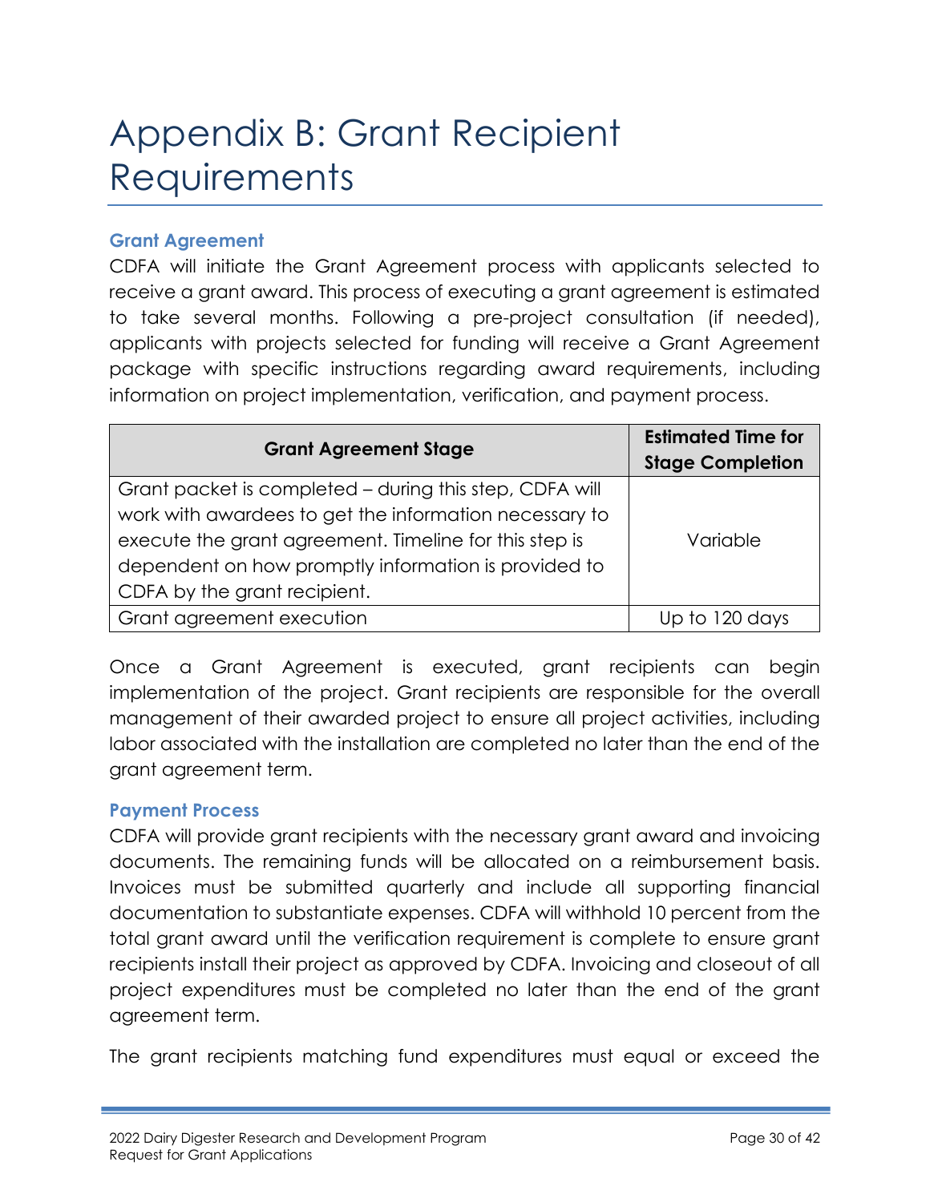# Appendix B: Grant Recipient Requirements

### Grant Agreement

CDFA will initiate the Grant Agreement process with applicants selected to receive a grant award. This process of executing a grant agreement is estimated to take several months. Following a pre-project consultation (if needed), applicants with projects selected for funding will receive a Grant Agreement package with specific instructions regarding award requirements, including information on project implementation, verification, and payment process.

| Grant Agreement Stage | Estimated Time for Stage Completion |
| --- | --- |
| Grant packet is completed – during this step, CDFA will work with awardees to get the information necessary to execute the grant agreement. Timeline for this step is dependent on how promptly information is provided to CDFA by the grant recipient. | Variable |
| Grant agreement execution | Up to 120 days |

Once a Grant Agreement is executed, grant recipients can begin implementation of the project. Grant recipients are responsible for the overall management of their awarded project to ensure all project activities, including labor associated with the installation are completed no later than the end of the grant agreement term.

### Payment Process

CDFA will provide grant recipients with the necessary grant award and invoicing documents. The remaining funds will be allocated on a reimbursement basis. Invoices must be submitted quarterly and include all supporting financial documentation to substantiate expenses. CDFA will withhold 10 percent from the total grant award until the verification requirement is complete to ensure grant recipients install their project as approved by CDFA. Invoicing and closeout of all project expenditures must be completed no later than the end of the grant agreement term.

The grant recipients matching fund expenditures must equal or exceed the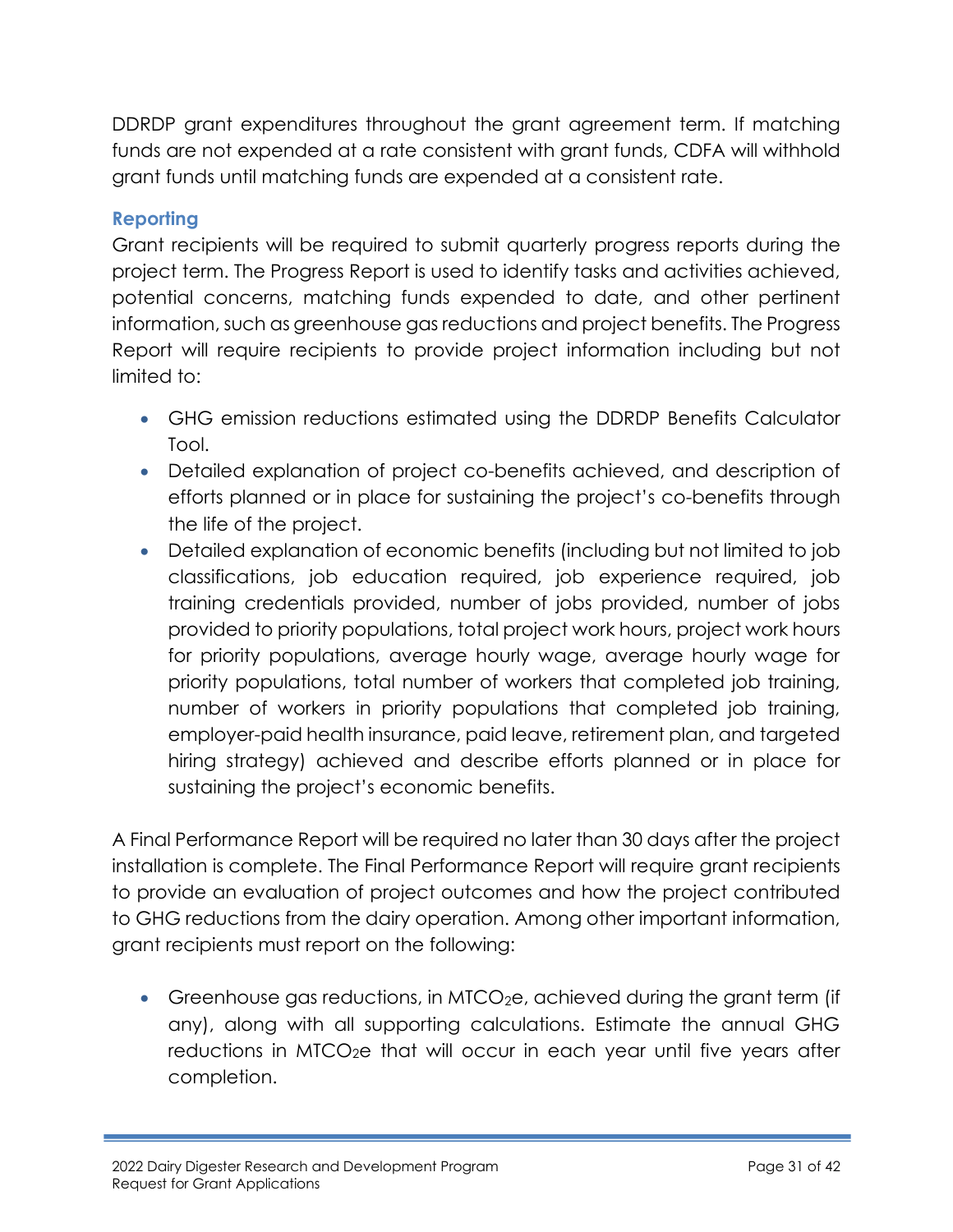DDRDP grant expenditures throughout the grant agreement term. If matching funds are not expended at a rate consistent with grant funds, CDFA will withhold grant funds until matching funds are expended at a consistent rate.

### Reporting

Grant recipients will be required to submit quarterly progress reports during the project term. The Progress Report is used to identify tasks and activities achieved, potential concerns, matching funds expended to date, and other pertinent information, such as greenhouse gas reductions and project benefits. The Progress Report will require recipients to provide project information including but not limited to:

- GHG emission reductions estimated using the DDRDP Benefits Calculator Tool.
- Detailed explanation of project co-benefits achieved, and description of efforts planned or in place for sustaining the project's co-benefits through the life of the project.
- Detailed explanation of economic benefits (including but not limited to job classifications, job education required, job experience required, job training credentials provided, number of jobs provided, number of jobs provided to priority populations, total project work hours, project work hours for priority populations, average hourly wage, average hourly wage for priority populations, total number of workers that completed job training, number of workers in priority populations that completed job training, employer-paid health insurance, paid leave, retirement plan, and targeted hiring strategy) achieved and describe efforts planned or in place for sustaining the project's economic benefits.

A Final Performance Report will be required no later than 30 days after the project installation is complete. The Final Performance Report will require grant recipients to provide an evaluation of project outcomes and how the project contributed to GHG reductions from the dairy operation. Among other important information, grant recipients must report on the following:

- Greenhouse gas reductions, in $MTCO_2e$, achieved during the grant term (if any), along with all supporting calculations. Estimate the annual GHG reductions in $MTCO_2e$ that will occur in each year until five years after completion.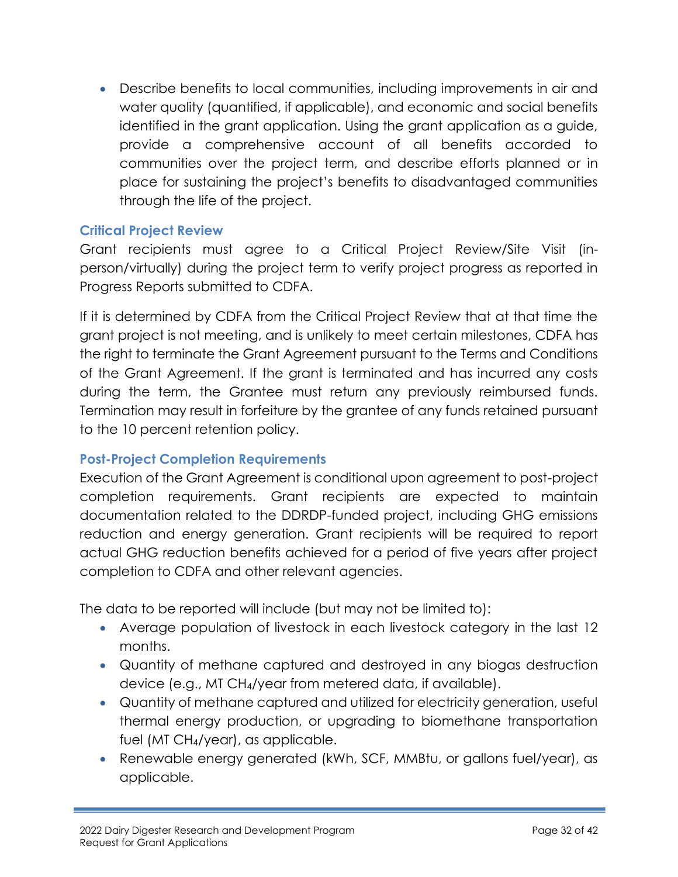- Describe benefits to local communities, including improvements in air and water quality (quantified, if applicable), and economic and social benefits identified in the grant application. Using the grant application as a guide, provide a comprehensive account of all benefits accorded to communities over the project term, and describe efforts planned or in place for sustaining the project's benefits to disadvantaged communities through the life of the project.

### Critical Project Review

Grant recipients must agree to a Critical Project Review/Site Visit (in-person/virtually) during the project term to verify project progress as reported in Progress Reports submitted to CDFA.

If it is determined by CDFA from the Critical Project Review that at that time the grant project is not meeting, and is unlikely to meet certain milestones, CDFA has the right to terminate the Grant Agreement pursuant to the Terms and Conditions of the Grant Agreement. If the grant is terminated and has incurred any costs during the term, the Grantee must return any previously reimbursed funds. Termination may result in forfeiture by the grantee of any funds retained pursuant to the 10 percent retention policy.

### Post-Project Completion Requirements

Execution of the Grant Agreement is conditional upon agreement to post-project completion requirements. Grant recipients are expected to maintain documentation related to the DDRDP-funded project, including GHG emissions reduction and energy generation. Grant recipients will be required to report actual GHG reduction benefits achieved for a period of five years after project completion to CDFA and other relevant agencies.

The data to be reported will include (but may not be limited to):

- Average population of livestock in each livestock category in the last 12 months.
- Quantity of methane captured and destroyed in any biogas destruction device (e.g., MT $CH_4$/year from metered data, if available).
- Quantity of methane captured and utilized for electricity generation, useful thermal energy production, or upgrading to biomethane transportation fuel (MT $CH_4$/year), as applicable.
- Renewable energy generated (kWh, SCF, MMBtu, or gallons fuel/year), as applicable.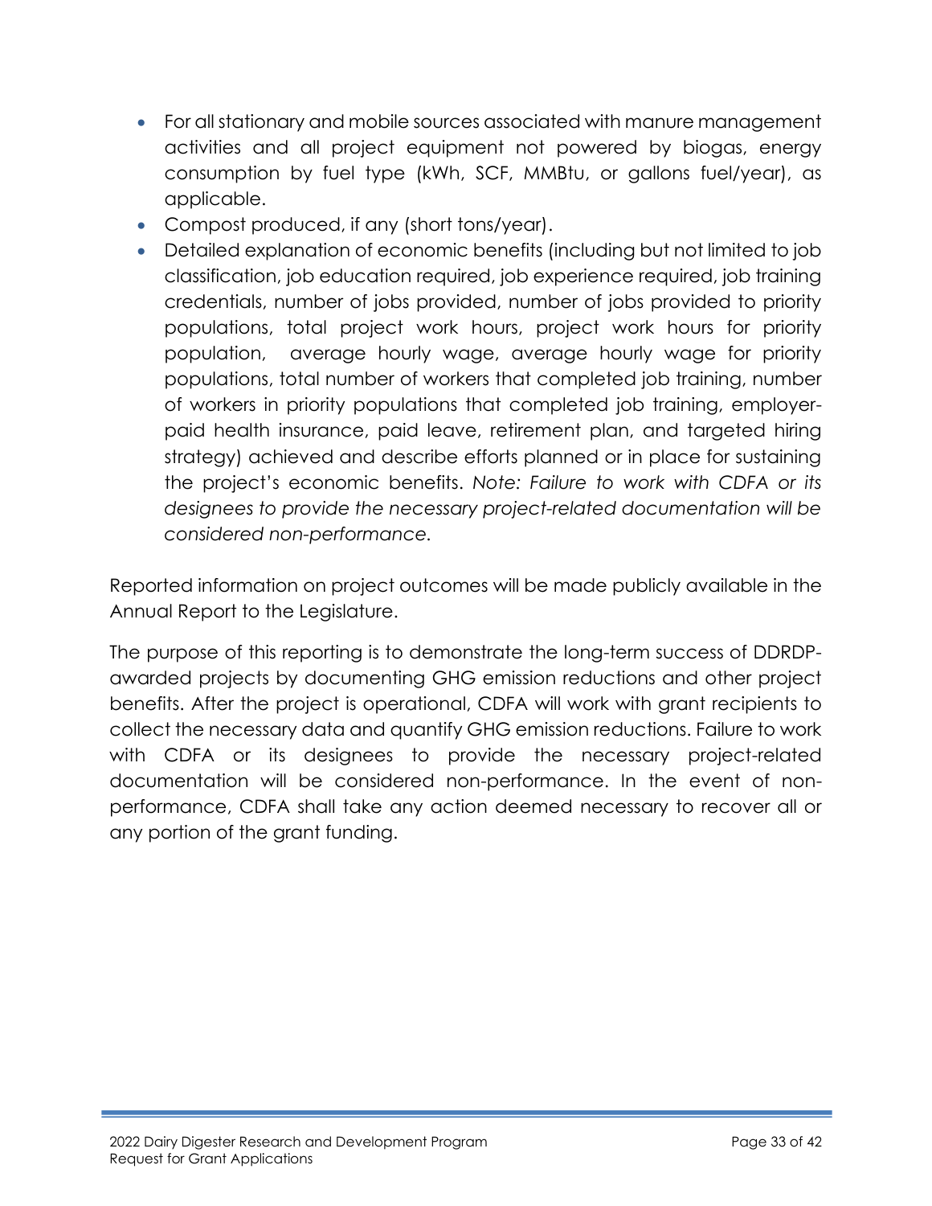- For all stationary and mobile sources associated with manure management activities and all project equipment not powered by biogas, energy consumption by fuel type (kWh, SCF, MMBtu, or gallons fuel/year), as applicable.
- Compost produced, if any (short tons/year).
- Detailed explanation of economic benefits (including but not limited to job classification, job education required, job experience required, job training credentials, number of jobs provided, number of jobs provided to priority populations, total project work hours, project work hours for priority population, average hourly wage, average hourly wage for priority populations, total number of workers that completed job training, number of workers in priority populations that completed job training, employer-paid health insurance, paid leave, retirement plan, and targeted hiring strategy) achieved and describe efforts planned or in place for sustaining the project's economic benefits. *Note: Failure to work with CDFA or its designees to provide the necessary project-related documentation will be considered non-performance.*

Reported information on project outcomes will be made publicly available in the Annual Report to the Legislature.

The purpose of this reporting is to demonstrate the long-term success of DDRDP-awarded projects by documenting GHG emission reductions and other project benefits. After the project is operational, CDFA will work with grant recipients to collect the necessary data and quantify GHG emission reductions. Failure to work with CDFA or its designees to provide the necessary project-related documentation will be considered non-performance. In the event of non-performance, CDFA shall take any action deemed necessary to recover all or any portion of the grant funding.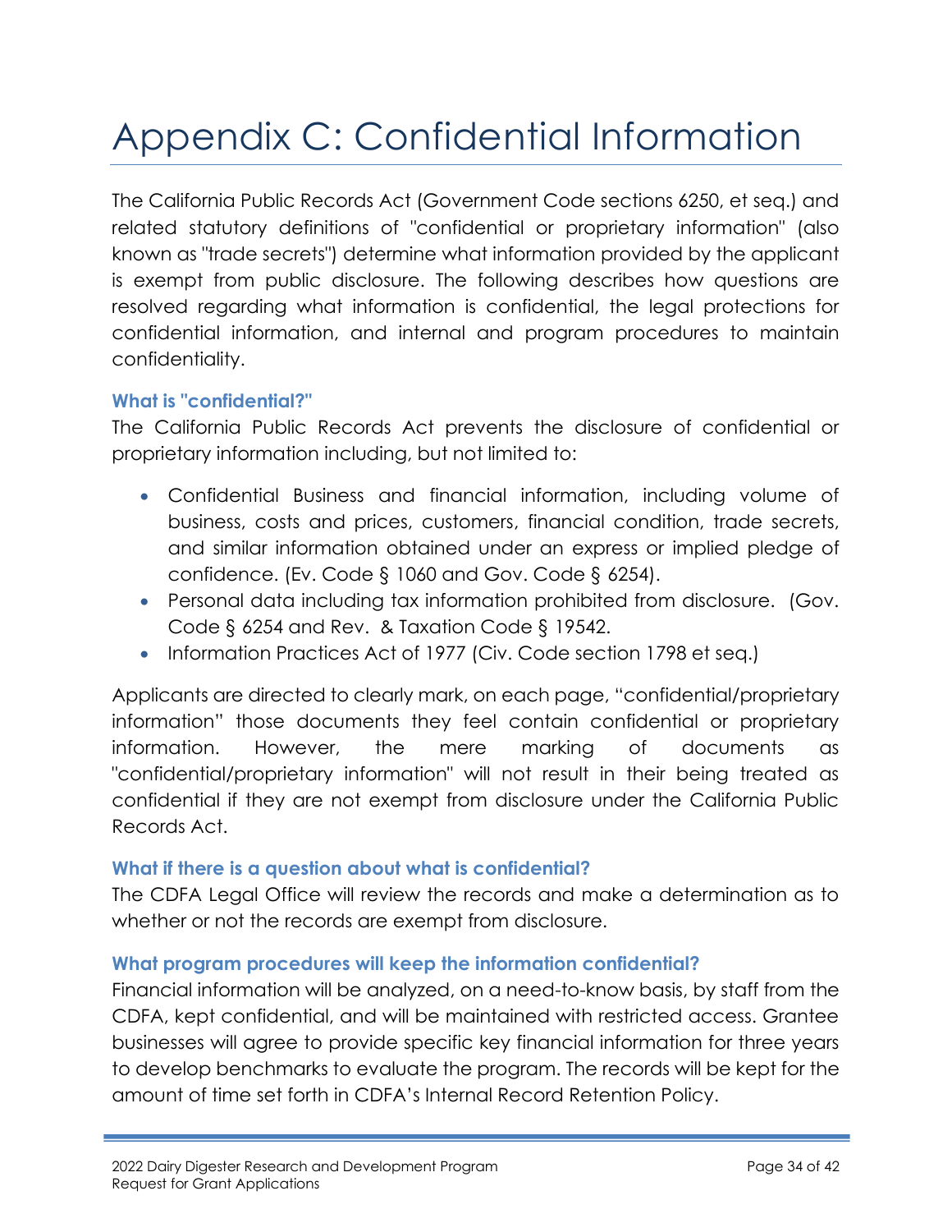# Appendix C: Confidential Information

The California Public Records Act (Government Code sections 6250, et seq.) and related statutory definitions of "confidential or proprietary information" (also known as "trade secrets") determine what information provided by the applicant is exempt from public disclosure. The following describes how questions are resolved regarding what information is confidential, the legal protections for confidential information, and internal and program procedures to maintain confidentiality.

### What is "confidential?"

The California Public Records Act prevents the disclosure of confidential or proprietary information including, but not limited to:

- Confidential Business and financial information, including volume of business, costs and prices, customers, financial condition, trade secrets, and similar information obtained under an express or implied pledge of confidence. (Ev. Code § 1060 and Gov. Code § 6254).
- Personal data including tax information prohibited from disclosure. (Gov. Code § 6254 and Rev. & Taxation Code § 19542.
- Information Practices Act of 1977 (Civ. Code section 1798 et seq.)

Applicants are directed to clearly mark, on each page, "confidential/proprietary information" those documents they feel contain confidential or proprietary information. However, the mere marking of documents as "confidential/proprietary information" will not result in their being treated as confidential if they are not exempt from disclosure under the California Public Records Act.

### What if there is a question about what is confidential?

The CDFA Legal Office will review the records and make a determination as to whether or not the records are exempt from disclosure.

### What program procedures will keep the information confidential?

Financial information will be analyzed, on a need-to-know basis, by staff from the CDFA, kept confidential, and will be maintained with restricted access. Grantee businesses will agree to provide specific key financial information for three years to develop benchmarks to evaluate the program. The records will be kept for the amount of time set forth in CDFA's Internal Record Retention Policy.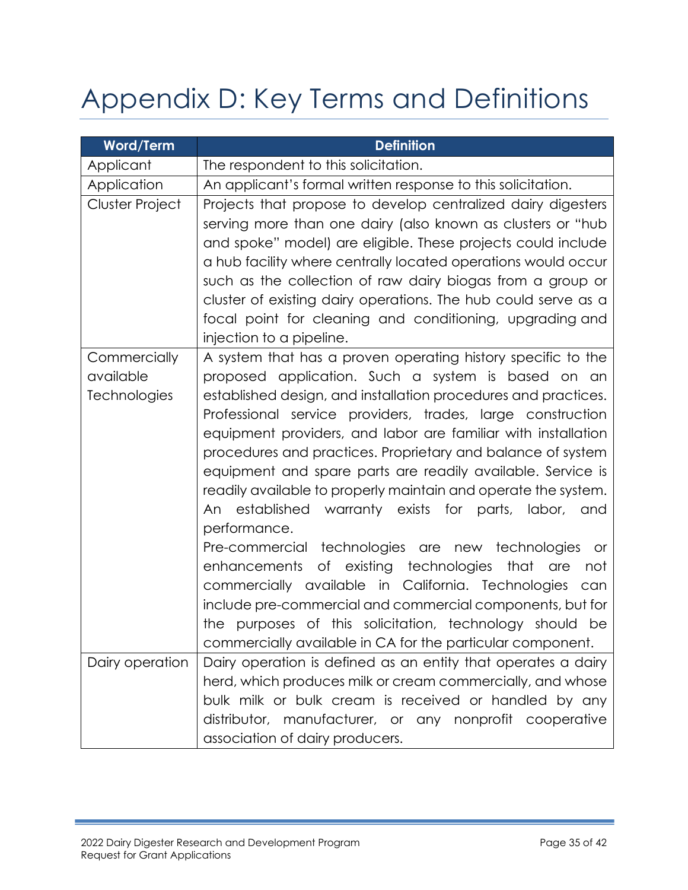# Appendix D: Key Terms and Definitions

| Word/Term | Definition |
|---|---|
| Applicant | The respondent to this solicitation. |
| Application | An applicant's formal written response to this solicitation. |
| Cluster Project | Projects that propose to develop centralized dairy digesters serving more than one dairy (also known as clusters or "hub and spoke" model) are eligible. These projects could include a hub facility where centrally located operations would occur such as the collection of raw dairy biogas from a group or cluster of existing dairy operations. The hub could serve as a focal point for cleaning and conditioning, upgrading and injection to a pipeline. |
| Commercially available Technologies | A system that has a proven operating history specific to the proposed application. Such a system is based on an established design, and installation procedures and practices. Professional service providers, trades, large construction equipment providers, and labor are familiar with installation procedures and practices. Proprietary and balance of system equipment and spare parts are readily available. Service is readily available to properly maintain and operate the system. An established warranty exists for parts, labor, and performance.<br>Pre-commercial technologies are new technologies or enhancements of existing technologies that are not commercially available in California. Technologies can include pre-commercial and commercial components, but for the purposes of this solicitation, technology should be commercially available in CA for the particular component. |
| Dairy operation | Dairy operation is defined as an entity that operates a dairy herd, which produces milk or cream commercially, and whose bulk milk or bulk cream is received or handled by any distributor, manufacturer, or any nonprofit cooperative association of dairy producers. |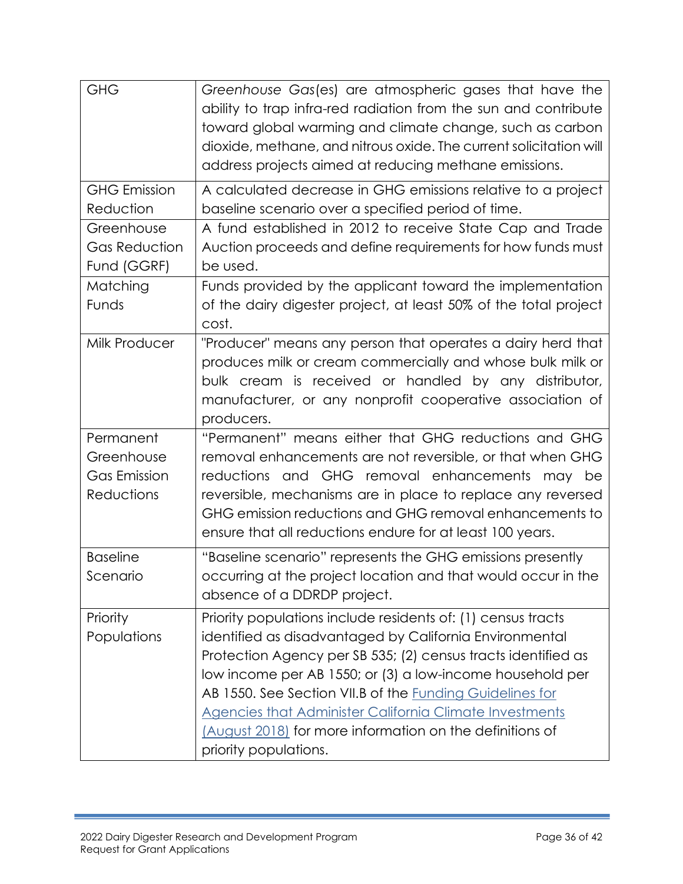| | |
|---|---|
| GHG | *Greenhouse Gas*(es) are atmospheric gases that have the ability to trap infra-red radiation from the sun and contribute toward global warming and climate change, such as carbon dioxide, methane, and nitrous oxide. The current solicitation will address projects aimed at reducing methane emissions. |
| GHG Emission Reduction | A calculated decrease in GHG emissions relative to a project baseline scenario over a specified period of time. |
| Greenhouse Gas Reduction Fund (GGRF) | A fund established in 2012 to receive State Cap and Trade Auction proceeds and define requirements for how funds must be used. |
| Matching Funds | Funds provided by the applicant toward the implementation of the dairy digester project, at least 50% of the total project cost. |
| Milk Producer | "Producer" means any person that operates a dairy herd that produces milk or cream commercially and whose bulk milk or bulk cream is received or handled by any distributor, manufacturer, or any nonprofit cooperative association of producers. |
| Permanent Greenhouse Gas Emission Reductions | "Permanent" means either that GHG reductions and GHG removal enhancements are not reversible, or that when GHG reductions and GHG removal enhancements may be reversible, mechanisms are in place to replace any reversed GHG emission reductions and GHG removal enhancements to ensure that all reductions endure for at least 100 years. |
| Baseline Scenario | "Baseline scenario" represents the GHG emissions presently occurring at the project location and that would occur in the absence of a DDRDP project. |
| Priority Populations | Priority populations include residents of: (1) census tracts identified as disadvantaged by California Environmental Protection Agency per SB 535; (2) census tracts identified as low income per AB 1550; or (3) a low-income household per AB 1550. See Section VII.B of the [Funding Guidelines for Agencies that Administer California Climate Investments (August 2018)]() for more information on the definitions of priority populations. |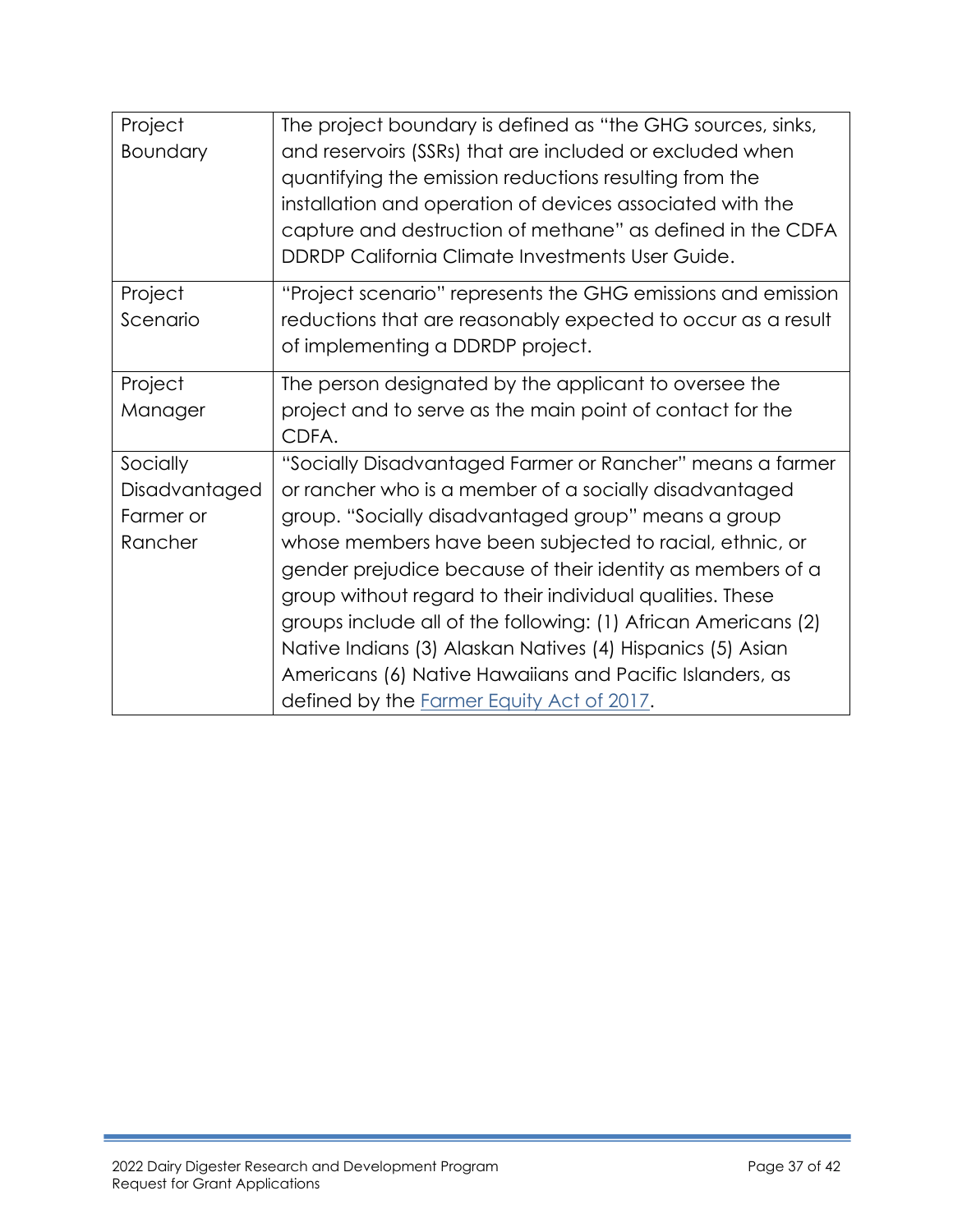| | |
|---|---|
| Project Boundary | The project boundary is defined as "the GHG sources, sinks, and reservoirs (SSRs) that are included or excluded when quantifying the emission reductions resulting from the installation and operation of devices associated with the capture and destruction of methane" as defined in the CDFA DDRDP California Climate Investments User Guide. |
| Project Scenario | "Project scenario" represents the GHG emissions and emission reductions that are reasonably expected to occur as a result of implementing a DDRDP project. |
| Project Manager | The person designated by the applicant to oversee the project and to serve as the main point of contact for the CDFA. |
| Socially Disadvantaged Farmer or Rancher | "Socially Disadvantaged Farmer or Rancher" means a farmer or rancher who is a member of a socially disadvantaged group. "Socially disadvantaged group" means a group whose members have been subjected to racial, ethnic, or gender prejudice because of their identity as members of a group without regard to their individual qualities. These groups include all of the following: (1) African Americans (2) Native Indians (3) Alaskan Natives (4) Hispanics (5) Asian Americans (6) Native Hawaiians and Pacific Islanders, as defined by the Farmer Equity Act of 2017. |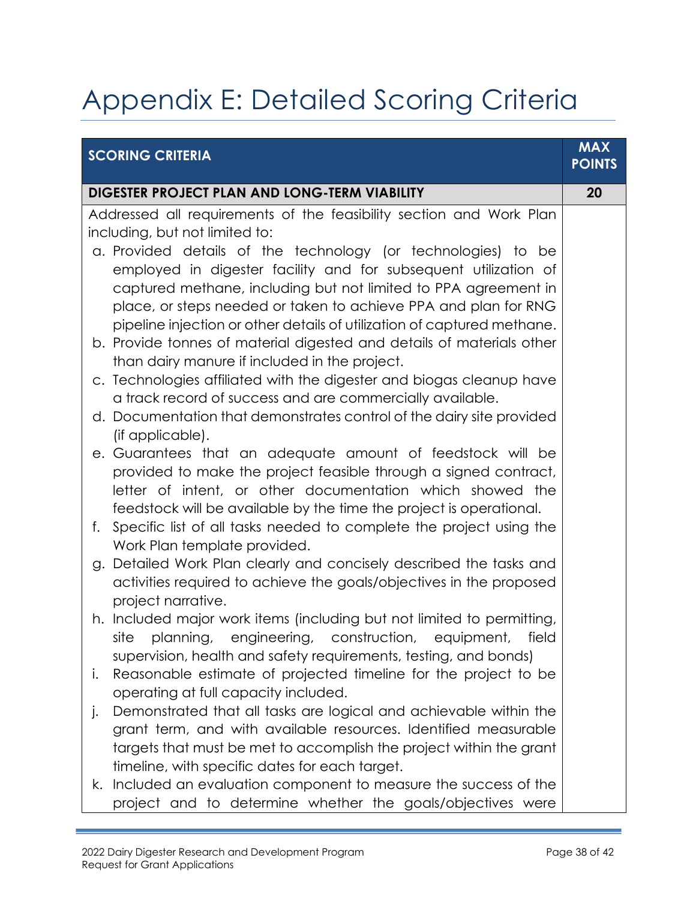# Appendix E: Detailed Scoring Criteria

| SCORING CRITERIA | MAX POINTS |
|---|---|
| **DIGESTER PROJECT PLAN AND LONG-TERM VIABILITY** | **20** |
| Addressed all requirements of the feasibility section and Work Plan including, but not limited to:<br>a. Provided details of the technology (or technologies) to be employed in digester facility and for subsequent utilization of captured methane, including but not limited to PPA agreement in place, or steps needed or taken to achieve PPA and plan for RNG pipeline injection or other details of utilization of captured methane.<br>b. Provide tonnes of material digested and details of materials other than dairy manure if included in the project.<br>c. Technologies affiliated with the digester and biogas cleanup have a track record of success and are commercially available.<br>d. Documentation that demonstrates control of the dairy site provided (if applicable).<br>e. Guarantees that an adequate amount of feedstock will be provided to make the project feasible through a signed contract, letter of intent, or other documentation which showed the feedstock will be available by the time the project is operational.<br>f. Specific list of all tasks needed to complete the project using the Work Plan template provided.<br>g. Detailed Work Plan clearly and concisely described the tasks and activities required to achieve the goals/objectives in the proposed project narrative.<br>h. Included major work items (including but not limited to permitting, site planning, engineering, construction, equipment, field supervision, health and safety requirements, testing, and bonds)<br>i. Reasonable estimate of projected timeline for the project to be operating at full capacity included.<br>j. Demonstrated that all tasks are logical and achievable within the grant term, and with available resources. Identified measurable targets that must be met to accomplish the project within the grant timeline, with specific dates for each target.<br>k. Included an evaluation component to measure the success of the project and to determine whether the goals/objectives were | |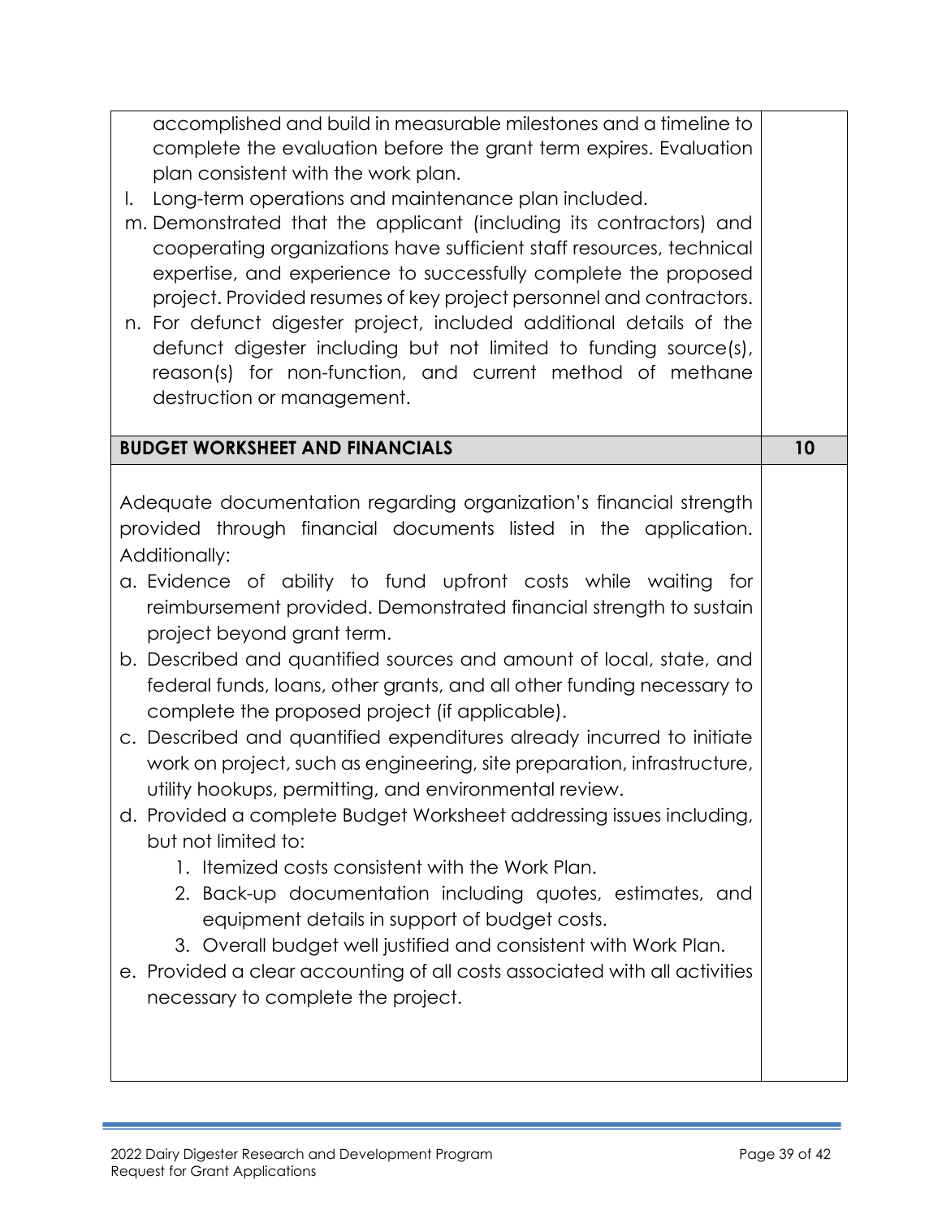| | |
|---|---|
| accomplished and build in measurable milestones and a timeline to complete the evaluation before the grant term expires. Evaluation plan consistent with the work plan.<br>l. Long-term operations and maintenance plan included.<br>m. Demonstrated that the applicant (including its contractors) and cooperating organizations have sufficient staff resources, technical expertise, and experience to successfully complete the proposed project. Provided resumes of key project personnel and contractors.<br>n. For defunct digester project, included additional details of the defunct digester including but not limited to funding source(s), reason(s) for non-function, and current method of methane destruction or management. | |
| **BUDGET WORKSHEET AND FINANCIALS** | **10** |
| Adequate documentation regarding organization's financial strength provided through financial documents listed in the application. Additionally:<br>a. Evidence of ability to fund upfront costs while waiting for reimbursement provided. Demonstrated financial strength to sustain project beyond grant term.<br>b. Described and quantified sources and amount of local, state, and federal funds, loans, other grants, and all other funding necessary to complete the proposed project (if applicable).<br>c. Described and quantified expenditures already incurred to initiate work on project, such as engineering, site preparation, infrastructure, utility hookups, permitting, and environmental review.<br>d. Provided a complete Budget Worksheet addressing issues including, but not limited to:<br>1. Itemized costs consistent with the Work Plan.<br>2. Back-up documentation including quotes, estimates, and equipment details in support of budget costs.<br>3. Overall budget well justified and consistent with Work Plan.<br>e. Provided a clear accounting of all costs associated with all activities necessary to complete the project. | |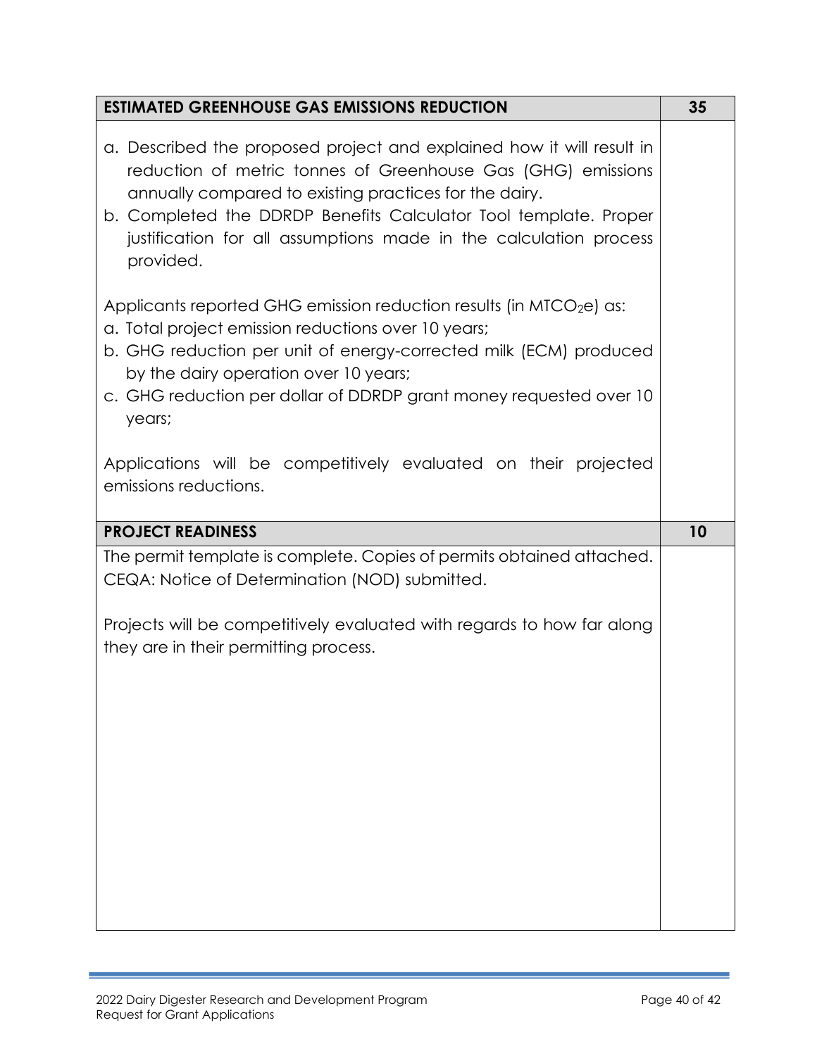| **ESTIMATED GREENHOUSE GAS EMISSIONS REDUCTION** | **35** |
| --- | --- |
| a. Described the proposed project and explained how it will result in reduction of metric tonnes of Greenhouse Gas (GHG) emissions annually compared to existing practices for the dairy.<br>b. Completed the DDRDP Benefits Calculator Tool template. Proper justification for all assumptions made in the calculation process provided.<br><br>Applicants reported GHG emission reduction results (in $MTCO_2e$) as:<br>a. Total project emission reductions over 10 years;<br>b. GHG reduction per unit of energy-corrected milk (ECM) produced by the dairy operation over 10 years;<br>c. GHG reduction per dollar of DDRDP grant money requested over 10 years;<br><br>Applications will be competitively evaluated on their projected emissions reductions. | |
| **PROJECT READINESS** | **10** |
| The permit template is complete. Copies of permits obtained attached. CEQA: Notice of Determination (NOD) submitted.<br><br>Projects will be competitively evaluated with regards to how far along they are in their permitting process. | |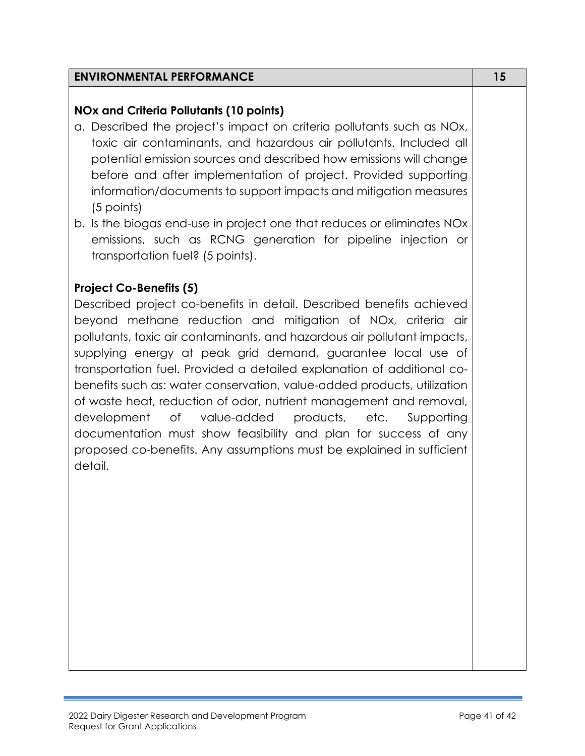| ENVIRONMENTAL PERFORMANCE | 15 |
|---|---|
| **NOx and Criteria Pollutants (10 points)**<br>a. Described the project's impact on criteria pollutants such as NOx, toxic air contaminants, and hazardous air pollutants. Included all potential emission sources and described how emissions will change before and after implementation of project. Provided supporting information/documents to support impacts and mitigation measures (5 points)<br>b. Is the biogas end-use in project one that reduces or eliminates NOx emissions, such as RCNG generation for pipeline injection or transportation fuel? (5 points).<br><br>**Project Co-Benefits (5)**<br>Described project co-benefits in detail. Described benefits achieved beyond methane reduction and mitigation of NOx, criteria air pollutants, toxic air contaminants, and hazardous air pollutant impacts, supplying energy at peak grid demand, guarantee local use of transportation fuel. Provided a detailed explanation of additional co-benefits such as: water conservation, value-added products, utilization of waste heat, reduction of odor, nutrient management and removal, development of value-added products, etc. Supporting documentation must show feasibility and plan for success of any proposed co-benefits. Any assumptions must be explained in sufficient detail. | |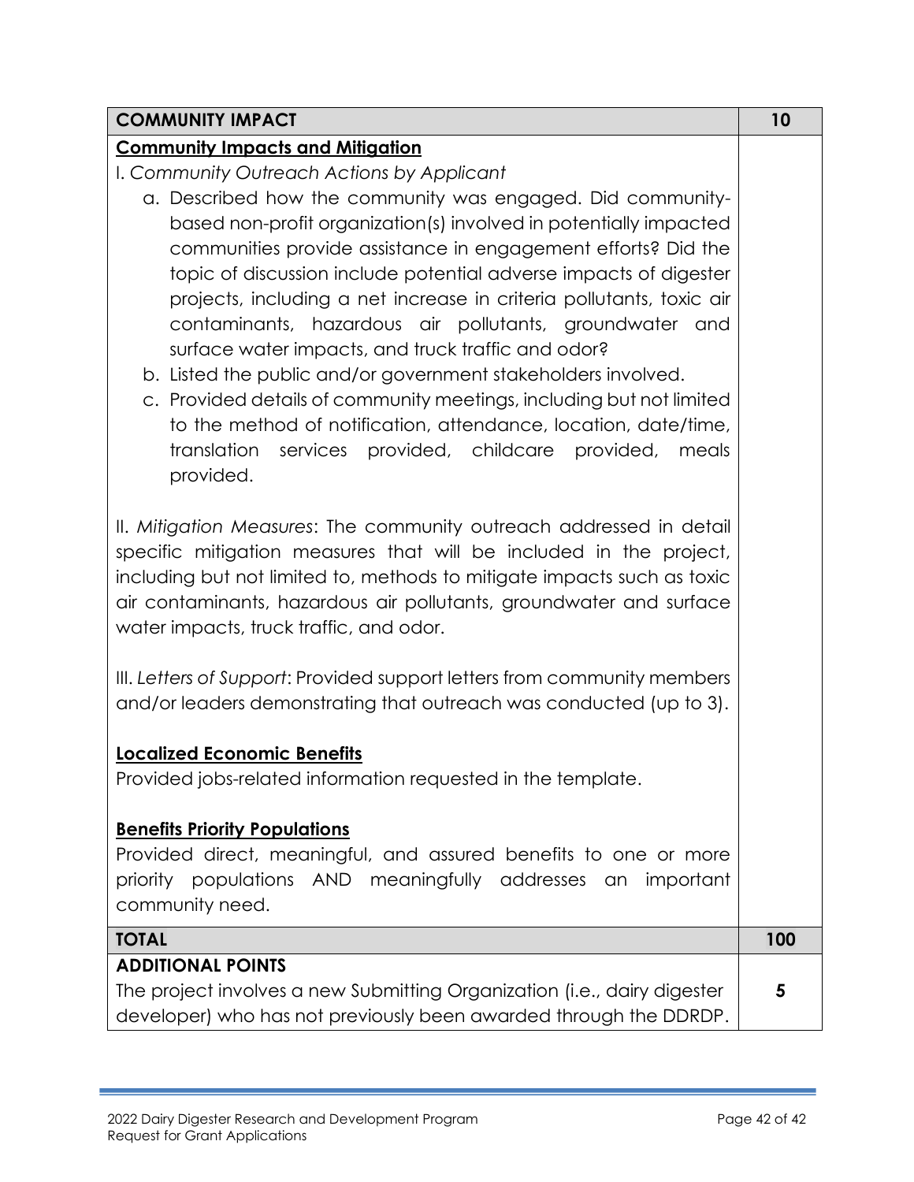| COMMUNITY IMPACT | 10 |
| --- | --- |
| **Community Impacts and Mitigation**<br>I. *Community Outreach Actions by Applicant*<br>a. Described how the community was engaged. Did community-based non-profit organization(s) involved in potentially impacted communities provide assistance in engagement efforts? Did the topic of discussion include potential adverse impacts of digester projects, including a net increase in criteria pollutants, toxic air contaminants, hazardous air pollutants, groundwater and surface water impacts, and truck traffic and odor?<br>b. Listed the public and/or government stakeholders involved.<br>c. Provided details of community meetings, including but not limited to the method of notification, attendance, location, date/time, translation services provided, childcare provided, meals provided.<br><br>II. *Mitigation Measures*: The community outreach addressed in detail specific mitigation measures that will be included in the project, including but not limited to, methods to mitigate impacts such as toxic air contaminants, hazardous air pollutants, groundwater and surface water impacts, truck traffic, and odor.<br><br>III. *Letters of Support*: Provided support letters from community members and/or leaders demonstrating that outreach was conducted (up to 3).<br><br>**Localized Economic Benefits**<br>Provided jobs-related information requested in the template.<br><br>**Benefits Priority Populations**<br>Provided direct, meaningful, and assured benefits to one or more priority populations AND meaningfully addresses an important community need. | |
| **TOTAL** | **100** |
| **ADDITIONAL POINTS**<br>The project involves a new Submitting Organization (i.e., dairy digester developer) who has not previously been awarded through the DDRDP. | **5** |